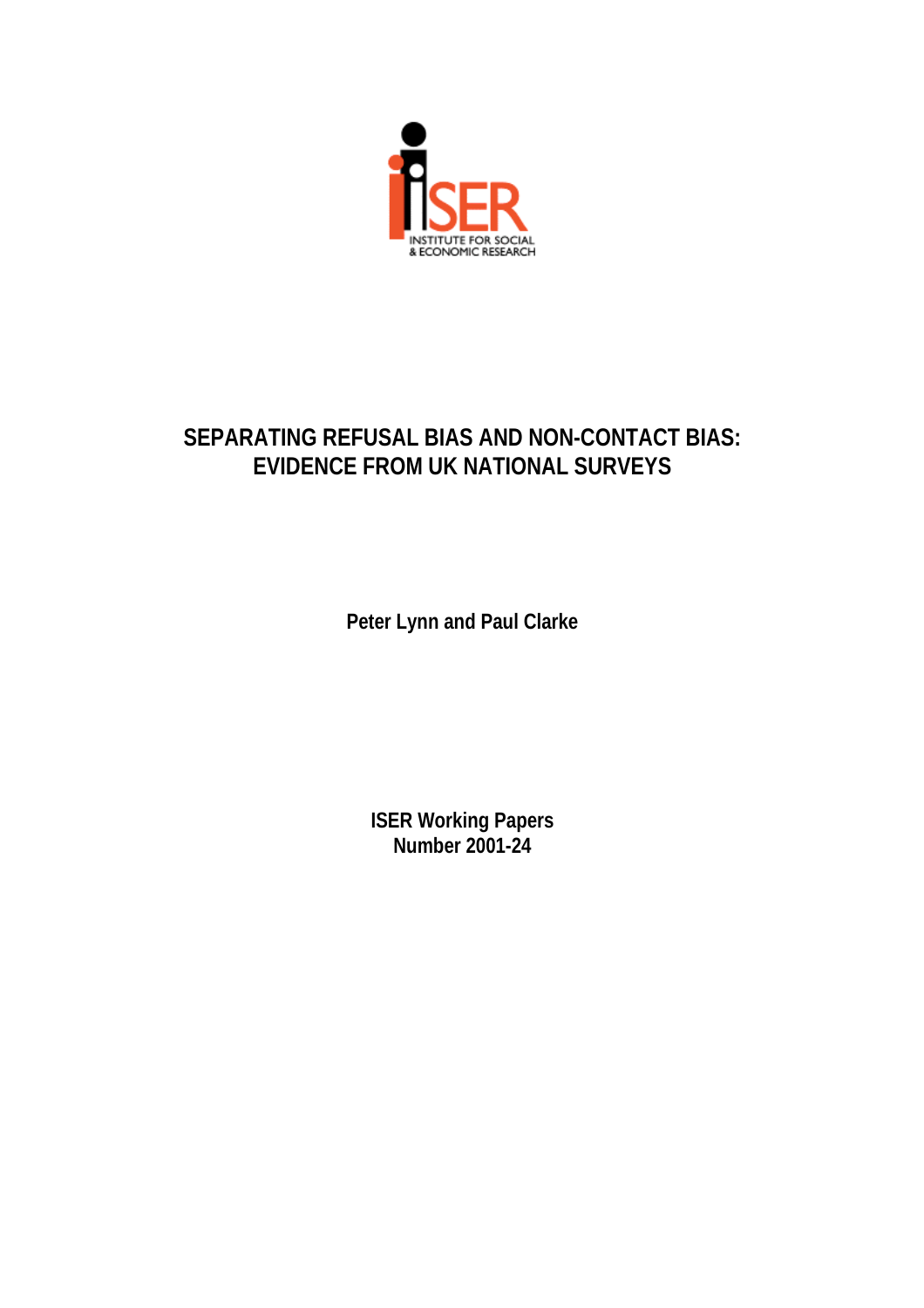ISER

INSTITUTE FOR SOCIAL & ECONOMIC RESEARCH

# SEPARATING REFUSAL BIAS AND NON-CONTACT BIAS: EVIDENCE FROM UK NATIONAL SURVEYS

**Peter Lynn and Paul Clarke**

**ISER Working Papers**
**Number 2001-24**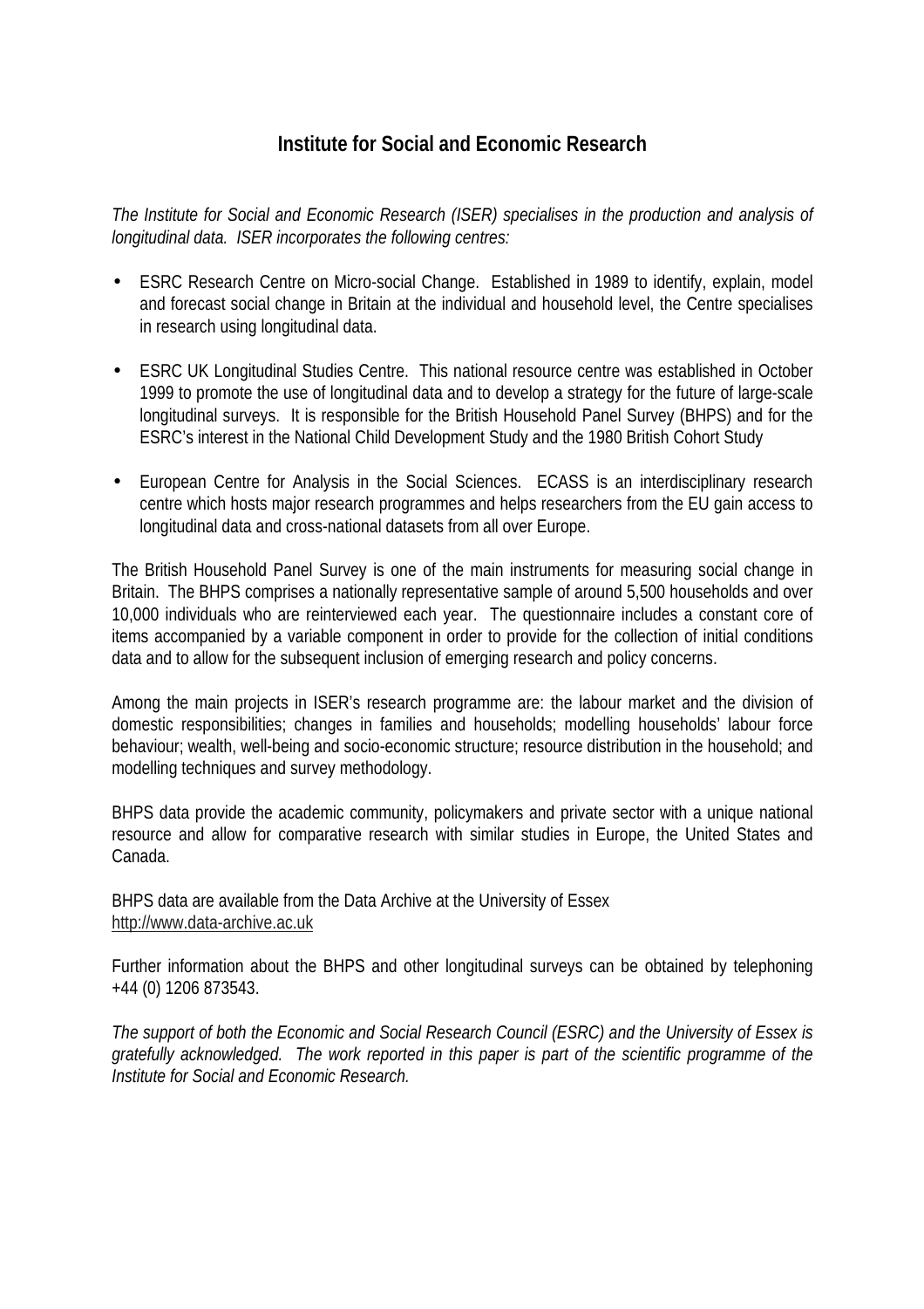## Institute for Social and Economic Research

*The Institute for Social and Economic Research (ISER) specialises in the production and analysis of longitudinal data. ISER incorporates the following centres:*

- ESRC Research Centre on Micro-social Change. Established in 1989 to identify, explain, model and forecast social change in Britain at the individual and household level, the Centre specialises in research using longitudinal data.
- ESRC UK Longitudinal Studies Centre. This national resource centre was established in October 1999 to promote the use of longitudinal data and to develop a strategy for the future of large-scale longitudinal surveys. It is responsible for the British Household Panel Survey (BHPS) and for the ESRC's interest in the National Child Development Study and the 1980 British Cohort Study
- European Centre for Analysis in the Social Sciences. ECASS is an interdisciplinary research centre which hosts major research programmes and helps researchers from the EU gain access to longitudinal data and cross-national datasets from all over Europe.

The British Household Panel Survey is one of the main instruments for measuring social change in Britain. The BHPS comprises a nationally representative sample of around 5,500 households and over 10,000 individuals who are reinterviewed each year. The questionnaire includes a constant core of items accompanied by a variable component in order to provide for the collection of initial conditions data and to allow for the subsequent inclusion of emerging research and policy concerns.

Among the main projects in ISER's research programme are: the labour market and the division of domestic responsibilities; changes in families and households; modelling households' labour force behaviour; wealth, well-being and socio-economic structure; resource distribution in the household; and modelling techniques and survey methodology.

BHPS data provide the academic community, policymakers and private sector with a unique national resource and allow for comparative research with similar studies in Europe, the United States and Canada.

BHPS data are available from the Data Archive at the University of Essex
http://www.data-archive.ac.uk

Further information about the BHPS and other longitudinal surveys can be obtained by telephoning +44 (0) 1206 873543.

*The support of both the Economic and Social Research Council (ESRC) and the University of Essex is gratefully acknowledged. The work reported in this paper is part of the scientific programme of the Institute for Social and Economic Research.*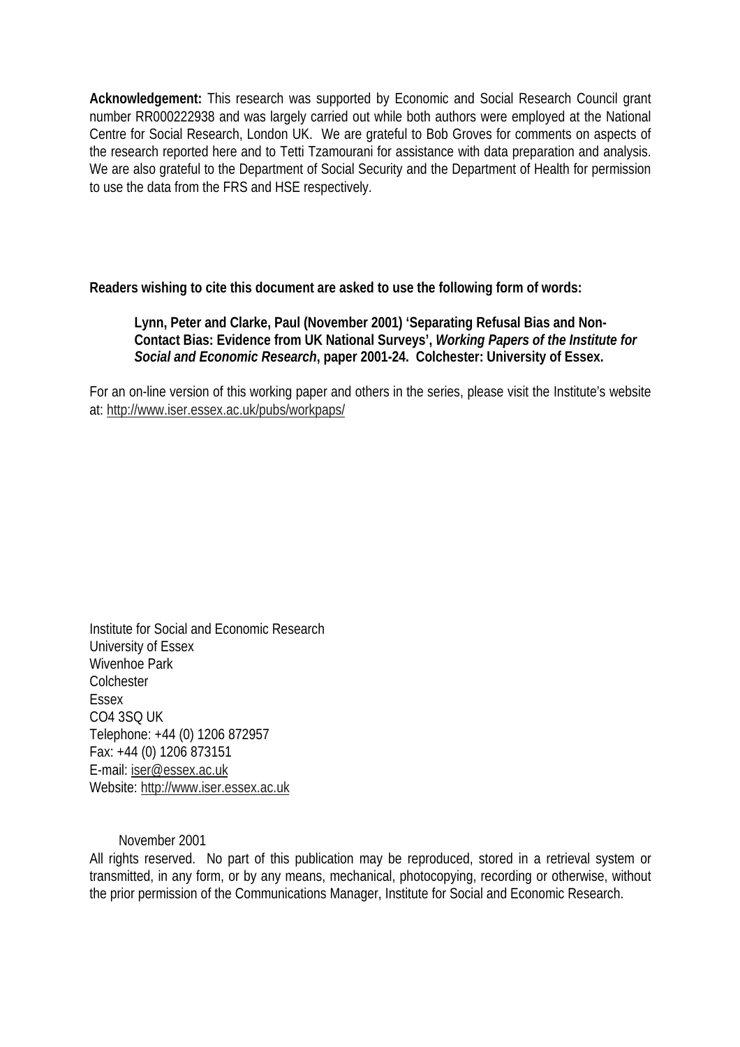**Acknowledgement:** This research was supported by Economic and Social Research Council grant number RR000222938 and was largely carried out while both authors were employed at the National Centre for Social Research, London UK. We are grateful to Bob Groves for comments on aspects of the research reported here and to Tetti Tzamourani for assistance with data preparation and analysis. We are also grateful to the Department of Social Security and the Department of Health for permission to use the data from the FRS and HSE respectively.

**Readers wishing to cite this document are asked to use the following form of words:**

> **Lynn, Peter and Clarke, Paul (November 2001) 'Separating Refusal Bias and Non-Contact Bias: Evidence from UK National Surveys', *Working Papers of the Institute for Social and Economic Research*, paper 2001-24. Colchester: University of Essex.**

For an on-line version of this working paper and others in the series, please visit the Institute's website at: http://www.iser.essex.ac.uk/pubs/workpaps/

Institute for Social and Economic Research
University of Essex
Wivenhoe Park
Colchester
Essex
CO4 3SQ UK
Telephone: +44 (0) 1206 872957
Fax: +44 (0) 1206 873151
E-mail: iser@essex.ac.uk
Website: http://www.iser.essex.ac.uk

November 2001

All rights reserved. No part of this publication may be reproduced, stored in a retrieval system or transmitted, in any form, or by any means, mechanical, photocopying, recording or otherwise, without the prior permission of the Communications Manager, Institute for Social and Economic Research.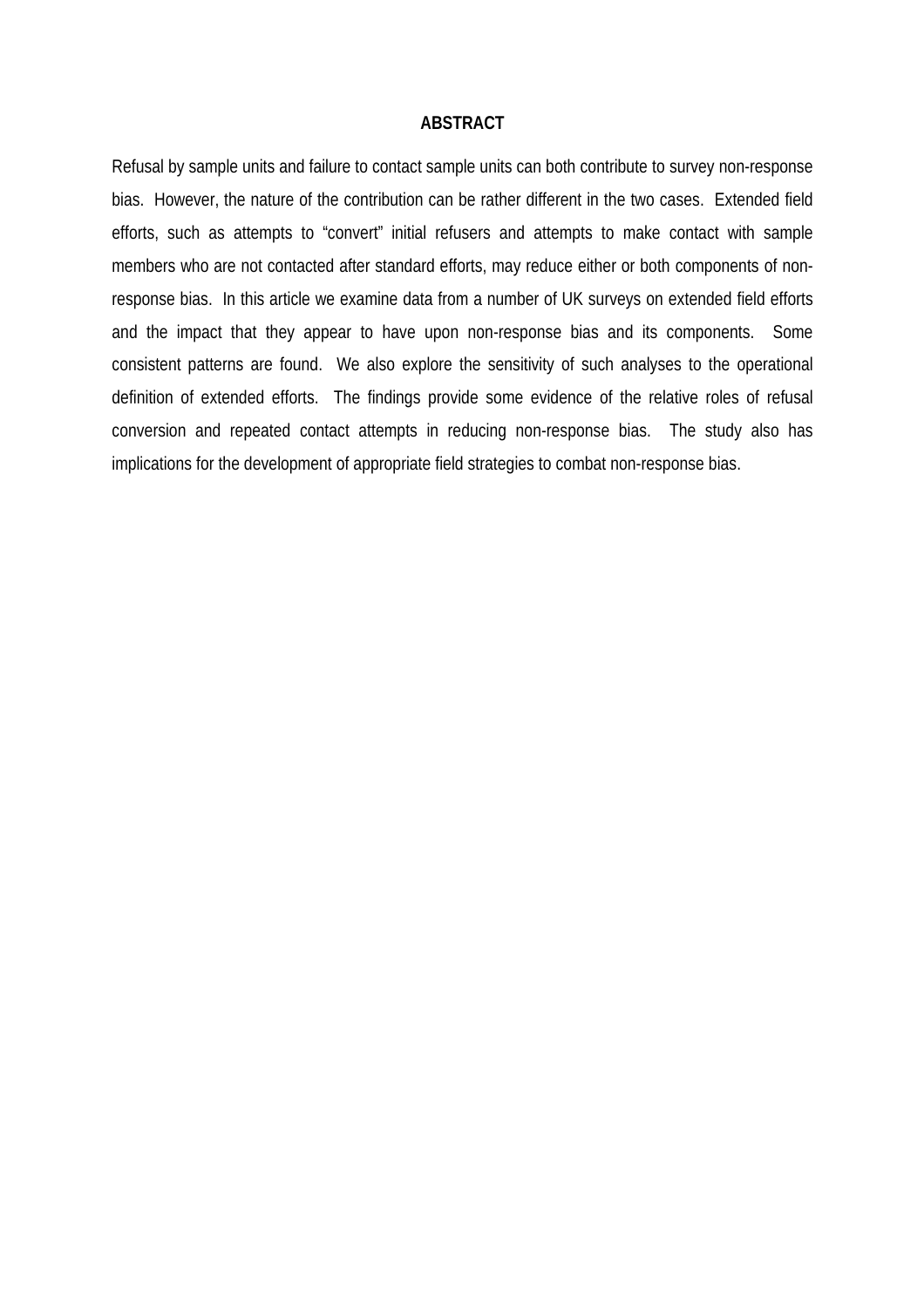## ABSTRACT

Refusal by sample units and failure to contact sample units can both contribute to survey non-response bias. However, the nature of the contribution can be rather different in the two cases. Extended field efforts, such as attempts to "convert" initial refusers and attempts to make contact with sample members who are not contacted after standard efforts, may reduce either or both components of non-response bias. In this article we examine data from a number of UK surveys on extended field efforts and the impact that they appear to have upon non-response bias and its components. Some consistent patterns are found. We also explore the sensitivity of such analyses to the operational definition of extended efforts. The findings provide some evidence of the relative roles of refusal conversion and repeated contact attempts in reducing non-response bias. The study also has implications for the development of appropriate field strategies to combat non-response bias.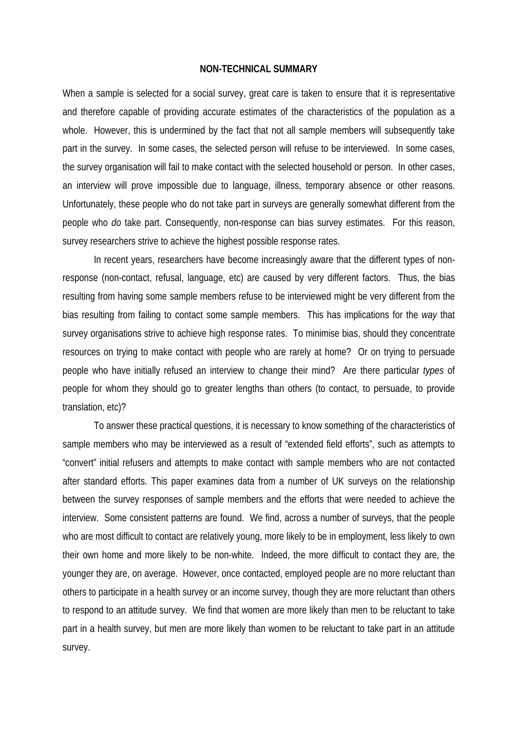**NON-TECHNICAL SUMMARY**

When a sample is selected for a social survey, great care is taken to ensure that it is representative and therefore capable of providing accurate estimates of the characteristics of the population as a whole. However, this is undermined by the fact that not all sample members will subsequently take part in the survey. In some cases, the selected person will refuse to be interviewed. In some cases, the survey organisation will fail to make contact with the selected household or person. In other cases, an interview will prove impossible due to language, illness, temporary absence or other reasons. Unfortunately, these people who do not take part in surveys are generally somewhat different from the people who *do* take part. Consequently, non-response can bias survey estimates. For this reason, survey researchers strive to achieve the highest possible response rates.

In recent years, researchers have become increasingly aware that the different types of non-response (non-contact, refusal, language, etc) are caused by very different factors. Thus, the bias resulting from having some sample members refuse to be interviewed might be very different from the bias resulting from failing to contact some sample members. This has implications for the *way* that survey organisations strive to achieve high response rates. To minimise bias, should they concentrate resources on trying to make contact with people who are rarely at home? Or on trying to persuade people who have initially refused an interview to change their mind? Are there particular *types* of people for whom they should go to greater lengths than others (to contact, to persuade, to provide translation, etc)?

To answer these practical questions, it is necessary to know something of the characteristics of sample members who may be interviewed as a result of "extended field efforts", such as attempts to "convert" initial refusers and attempts to make contact with sample members who are not contacted after standard efforts. This paper examines data from a number of UK surveys on the relationship between the survey responses of sample members and the efforts that were needed to achieve the interview. Some consistent patterns are found. We find, across a number of surveys, that the people who are most difficult to contact are relatively young, more likely to be in employment, less likely to own their own home and more likely to be non-white. Indeed, the more difficult to contact they are, the younger they are, on average. However, once contacted, employed people are no more reluctant than others to participate in a health survey or an income survey, though they are more reluctant than others to respond to an attitude survey. We find that women are more likely than men to be reluctant to take part in a health survey, but men are more likely than women to be reluctant to take part in an attitude survey.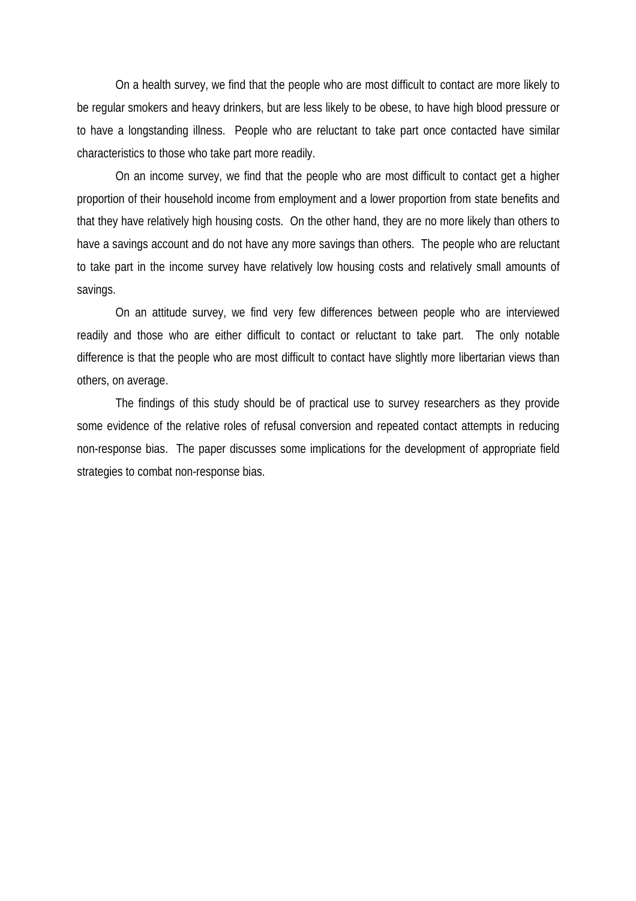On a health survey, we find that the people who are most difficult to contact are more likely to be regular smokers and heavy drinkers, but are less likely to be obese, to have high blood pressure or to have a longstanding illness. People who are reluctant to take part once contacted have similar characteristics to those who take part more readily.

On an income survey, we find that the people who are most difficult to contact get a higher proportion of their household income from employment and a lower proportion from state benefits and that they have relatively high housing costs. On the other hand, they are no more likely than others to have a savings account and do not have any more savings than others. The people who are reluctant to take part in the income survey have relatively low housing costs and relatively small amounts of savings.

On an attitude survey, we find very few differences between people who are interviewed readily and those who are either difficult to contact or reluctant to take part. The only notable difference is that the people who are most difficult to contact have slightly more libertarian views than others, on average.

The findings of this study should be of practical use to survey researchers as they provide some evidence of the relative roles of refusal conversion and repeated contact attempts in reducing non-response bias. The paper discusses some implications for the development of appropriate field strategies to combat non-response bias.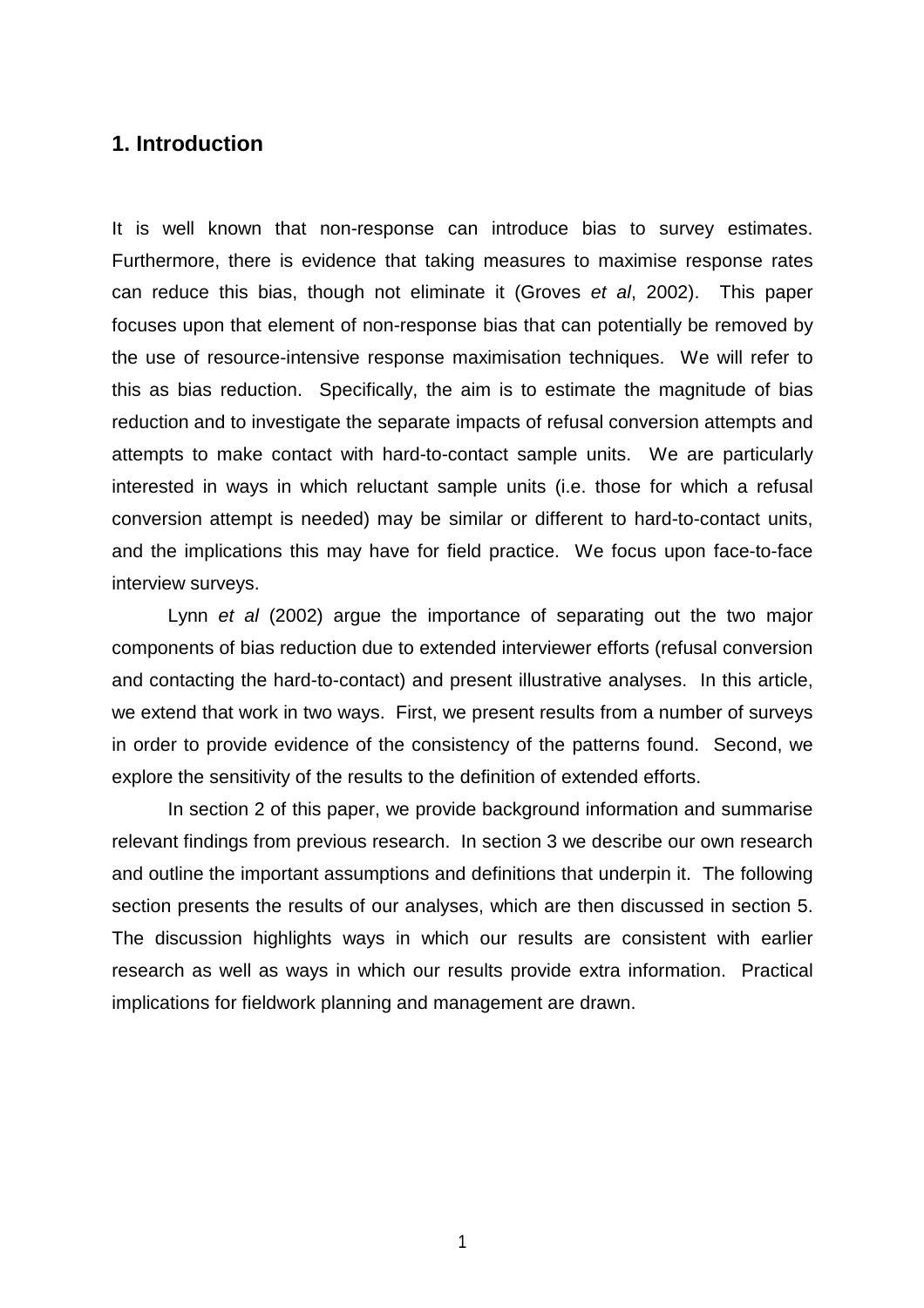## 1. Introduction

It is well known that non-response can introduce bias to survey estimates. Furthermore, there is evidence that taking measures to maximise response rates can reduce this bias, though not eliminate it (Groves *et al*, 2002). This paper focuses upon that element of non-response bias that can potentially be removed by the use of resource-intensive response maximisation techniques. We will refer to this as bias reduction. Specifically, the aim is to estimate the magnitude of bias reduction and to investigate the separate impacts of refusal conversion attempts and attempts to make contact with hard-to-contact sample units. We are particularly interested in ways in which reluctant sample units (i.e. those for which a refusal conversion attempt is needed) may be similar or different to hard-to-contact units, and the implications this may have for field practice. We focus upon face-to-face interview surveys.

Lynn *et al* (2002) argue the importance of separating out the two major components of bias reduction due to extended interviewer efforts (refusal conversion and contacting the hard-to-contact) and present illustrative analyses. In this article, we extend that work in two ways. First, we present results from a number of surveys in order to provide evidence of the consistency of the patterns found. Second, we explore the sensitivity of the results to the definition of extended efforts.

In section 2 of this paper, we provide background information and summarise relevant findings from previous research. In section 3 we describe our own research and outline the important assumptions and definitions that underpin it. The following section presents the results of our analyses, which are then discussed in section 5. The discussion highlights ways in which our results are consistent with earlier research as well as ways in which our results provide extra information. Practical implications for fieldwork planning and management are drawn.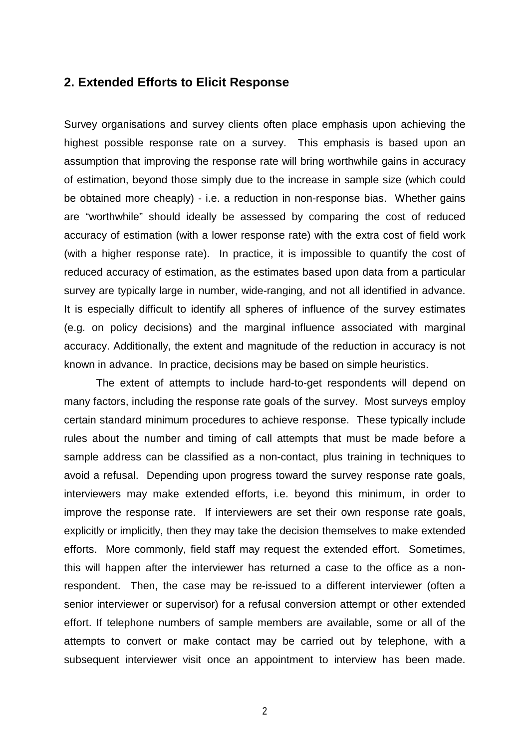## 2. Extended Efforts to Elicit Response

Survey organisations and survey clients often place emphasis upon achieving the highest possible response rate on a survey. This emphasis is based upon an assumption that improving the response rate will bring worthwhile gains in accuracy of estimation, beyond those simply due to the increase in sample size (which could be obtained more cheaply) - i.e. a reduction in non-response bias. Whether gains are "worthwhile" should ideally be assessed by comparing the cost of reduced accuracy of estimation (with a lower response rate) with the extra cost of field work (with a higher response rate). In practice, it is impossible to quantify the cost of reduced accuracy of estimation, as the estimates based upon data from a particular survey are typically large in number, wide-ranging, and not all identified in advance. It is especially difficult to identify all spheres of influence of the survey estimates (e.g. on policy decisions) and the marginal influence associated with marginal accuracy. Additionally, the extent and magnitude of the reduction in accuracy is not known in advance. In practice, decisions may be based on simple heuristics.

The extent of attempts to include hard-to-get respondents will depend on many factors, including the response rate goals of the survey. Most surveys employ certain standard minimum procedures to achieve response. These typically include rules about the number and timing of call attempts that must be made before a sample address can be classified as a non-contact, plus training in techniques to avoid a refusal. Depending upon progress toward the survey response rate goals, interviewers may make extended efforts, i.e. beyond this minimum, in order to improve the response rate. If interviewers are set their own response rate goals, explicitly or implicitly, then they may take the decision themselves to make extended efforts. More commonly, field staff may request the extended effort. Sometimes, this will happen after the interviewer has returned a case to the office as a non-respondent. Then, the case may be re-issued to a different interviewer (often a senior interviewer or supervisor) for a refusal conversion attempt or other extended effort. If telephone numbers of sample members are available, some or all of the attempts to convert or make contact may be carried out by telephone, with a subsequent interviewer visit once an appointment to interview has been made.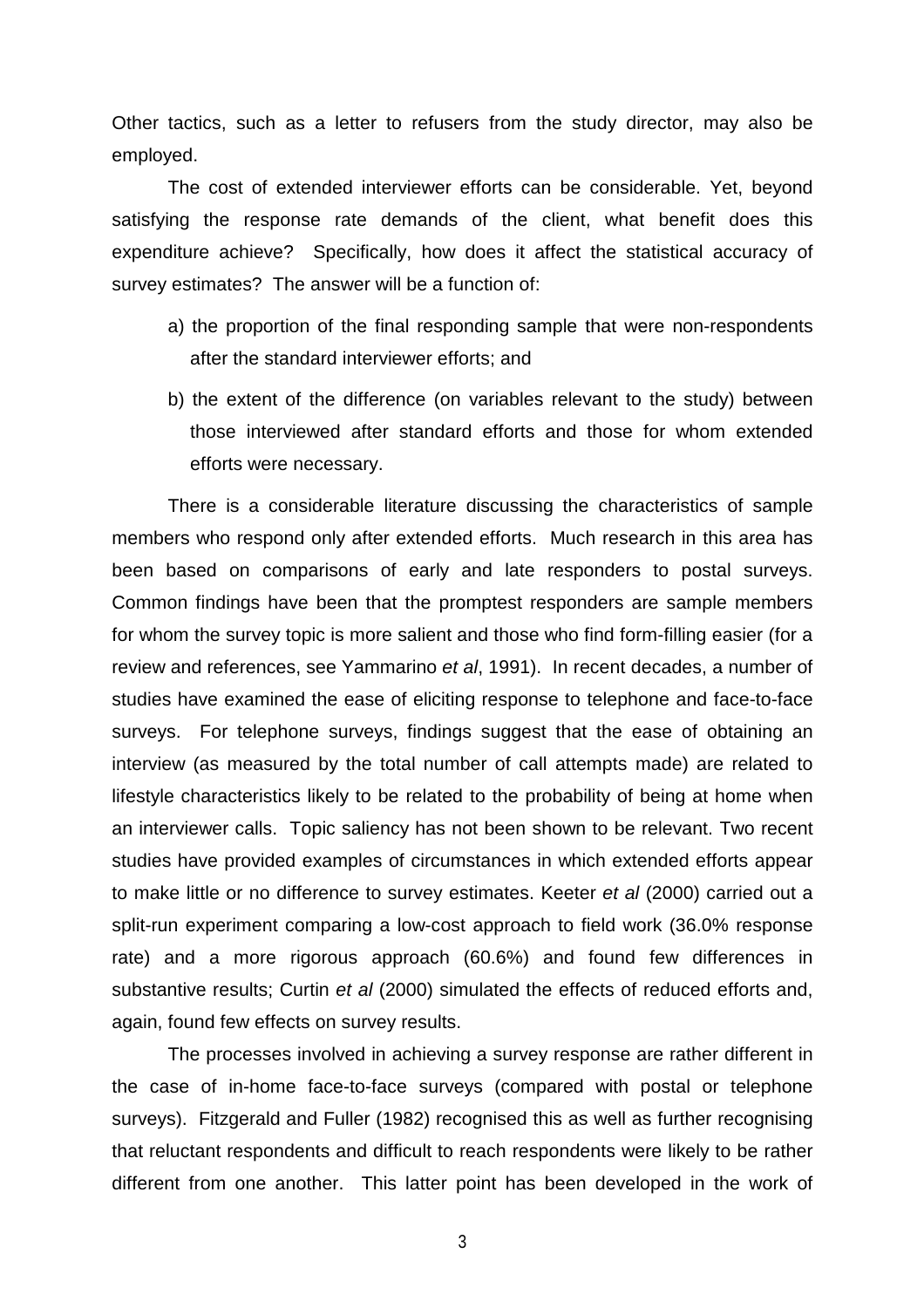Other tactics, such as a letter to refusers from the study director, may also be employed.

The cost of extended interviewer efforts can be considerable. Yet, beyond satisfying the response rate demands of the client, what benefit does this expenditure achieve? Specifically, how does it affect the statistical accuracy of survey estimates? The answer will be a function of:

a) the proportion of the final responding sample that were non-respondents after the standard interviewer efforts; and

b) the extent of the difference (on variables relevant to the study) between those interviewed after standard efforts and those for whom extended efforts were necessary.

There is a considerable literature discussing the characteristics of sample members who respond only after extended efforts. Much research in this area has been based on comparisons of early and late responders to postal surveys. Common findings have been that the promptest responders are sample members for whom the survey topic is more salient and those who find form-filling easier (for a review and references, see Yammarino *et al*, 1991). In recent decades, a number of studies have examined the ease of eliciting response to telephone and face-to-face surveys. For telephone surveys, findings suggest that the ease of obtaining an interview (as measured by the total number of call attempts made) are related to lifestyle characteristics likely to be related to the probability of being at home when an interviewer calls. Topic saliency has not been shown to be relevant. Two recent studies have provided examples of circumstances in which extended efforts appear to make little or no difference to survey estimates. Keeter *et al* (2000) carried out a split-run experiment comparing a low-cost approach to field work (36.0% response rate) and a more rigorous approach (60.6%) and found few differences in substantive results; Curtin *et al* (2000) simulated the effects of reduced efforts and, again, found few effects on survey results.

The processes involved in achieving a survey response are rather different in the case of in-home face-to-face surveys (compared with postal or telephone surveys). Fitzgerald and Fuller (1982) recognised this as well as further recognising that reluctant respondents and difficult to reach respondents were likely to be rather different from one another. This latter point has been developed in the work of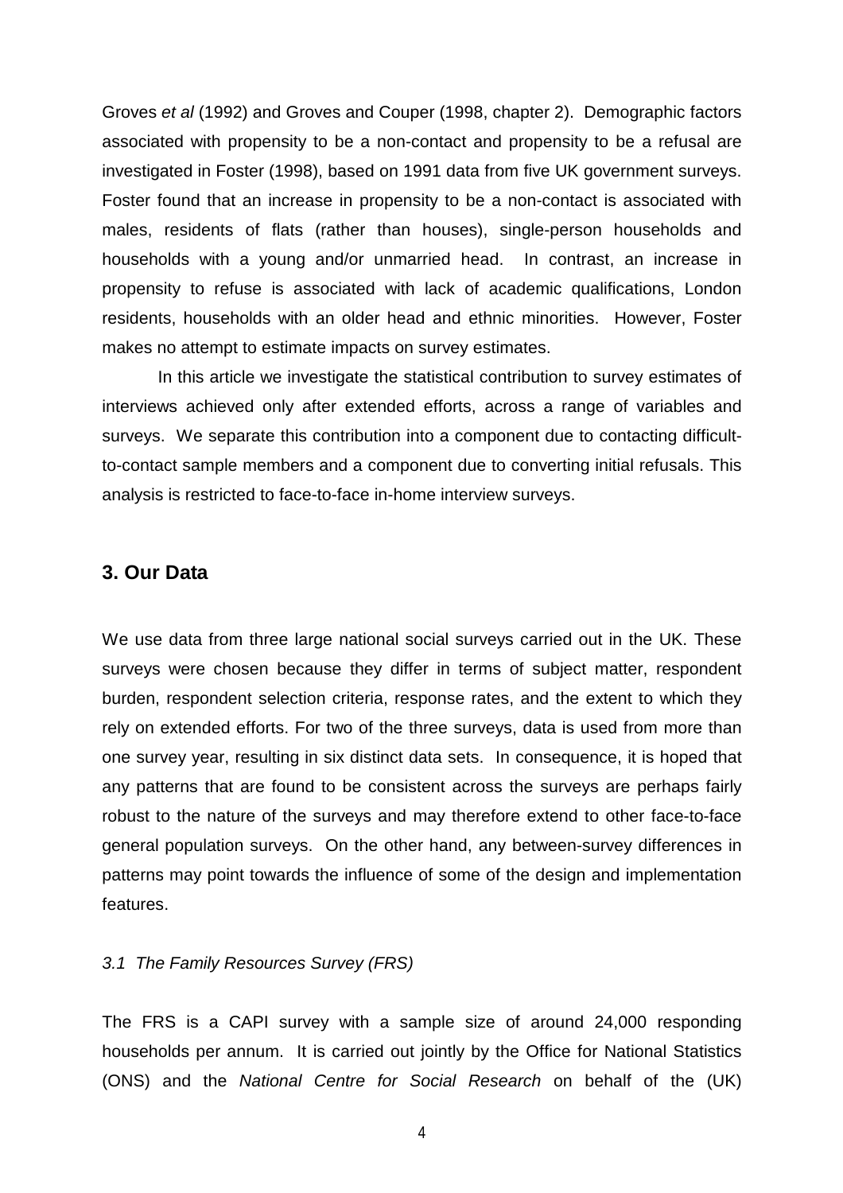Groves *et al* (1992) and Groves and Couper (1998, chapter 2). Demographic factors associated with propensity to be a non-contact and propensity to be a refusal are investigated in Foster (1998), based on 1991 data from five UK government surveys. Foster found that an increase in propensity to be a non-contact is associated with males, residents of flats (rather than houses), single-person households and households with a young and/or unmarried head. In contrast, an increase in propensity to refuse is associated with lack of academic qualifications, London residents, households with an older head and ethnic minorities. However, Foster makes no attempt to estimate impacts on survey estimates.

In this article we investigate the statistical contribution to survey estimates of interviews achieved only after extended efforts, across a range of variables and surveys. We separate this contribution into a component due to contacting difficult-to-contact sample members and a component due to converting initial refusals. This analysis is restricted to face-to-face in-home interview surveys.

## 3. Our Data

We use data from three large national social surveys carried out in the UK. These surveys were chosen because they differ in terms of subject matter, respondent burden, respondent selection criteria, response rates, and the extent to which they rely on extended efforts. For two of the three surveys, data is used from more than one survey year, resulting in six distinct data sets. In consequence, it is hoped that any patterns that are found to be consistent across the surveys are perhaps fairly robust to the nature of the surveys and may therefore extend to other face-to-face general population surveys. On the other hand, any between-survey differences in patterns may point towards the influence of some of the design and implementation features.

### *3.1 The Family Resources Survey (FRS)*

The FRS is a CAPI survey with a sample size of around 24,000 responding households per annum. It is carried out jointly by the Office for National Statistics (ONS) and the *National Centre for Social Research* on behalf of the (UK)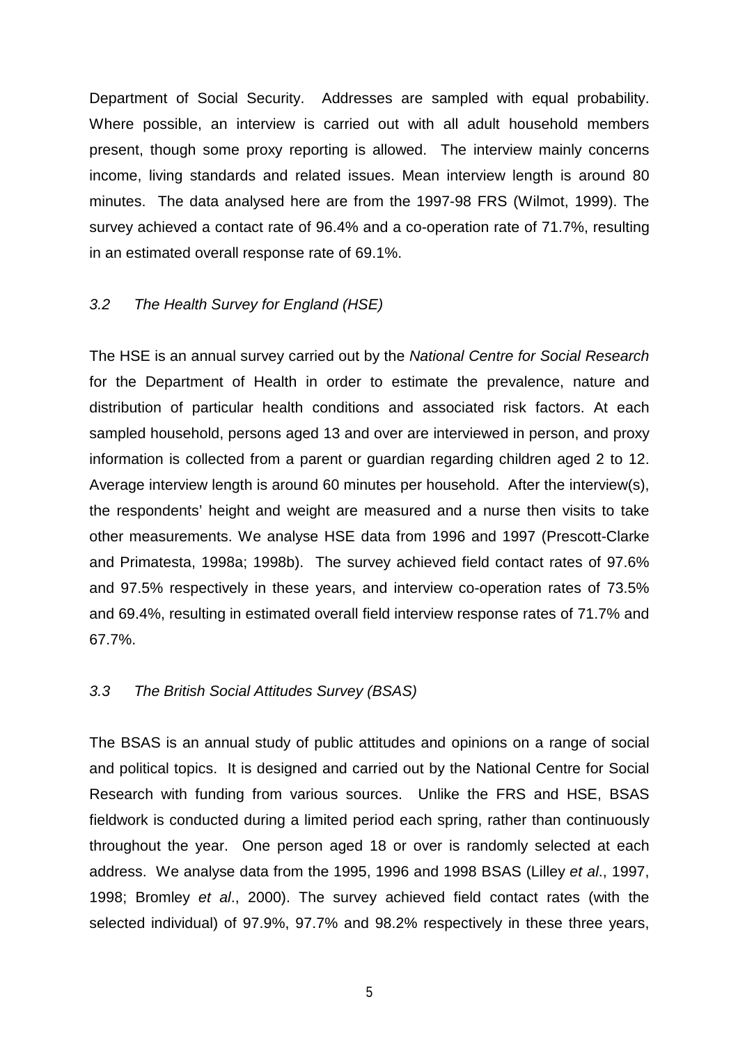Department of Social Security. Addresses are sampled with equal probability. Where possible, an interview is carried out with all adult household members present, though some proxy reporting is allowed. The interview mainly concerns income, living standards and related issues. Mean interview length is around 80 minutes. The data analysed here are from the 1997-98 FRS (Wilmot, 1999). The survey achieved a contact rate of 96.4% and a co-operation rate of 71.7%, resulting in an estimated overall response rate of 69.1%.

### *3.2 The Health Survey for England (HSE)*

The HSE is an annual survey carried out by the *National Centre for Social Research* for the Department of Health in order to estimate the prevalence, nature and distribution of particular health conditions and associated risk factors. At each sampled household, persons aged 13 and over are interviewed in person, and proxy information is collected from a parent or guardian regarding children aged 2 to 12. Average interview length is around 60 minutes per household. After the interview(s), the respondents' height and weight are measured and a nurse then visits to take other measurements. We analyse HSE data from 1996 and 1997 (Prescott-Clarke and Primatesta, 1998a; 1998b). The survey achieved field contact rates of 97.6% and 97.5% respectively in these years, and interview co-operation rates of 73.5% and 69.4%, resulting in estimated overall field interview response rates of 71.7% and 67.7%.

### *3.3 The British Social Attitudes Survey (BSAS)*

The BSAS is an annual study of public attitudes and opinions on a range of social and political topics. It is designed and carried out by the National Centre for Social Research with funding from various sources. Unlike the FRS and HSE, BSAS fieldwork is conducted during a limited period each spring, rather than continuously throughout the year. One person aged 18 or over is randomly selected at each address. We analyse data from the 1995, 1996 and 1998 BSAS (Lilley *et al*., 1997, 1998; Bromley *et al*., 2000). The survey achieved field contact rates (with the selected individual) of 97.9%, 97.7% and 98.2% respectively in these three years,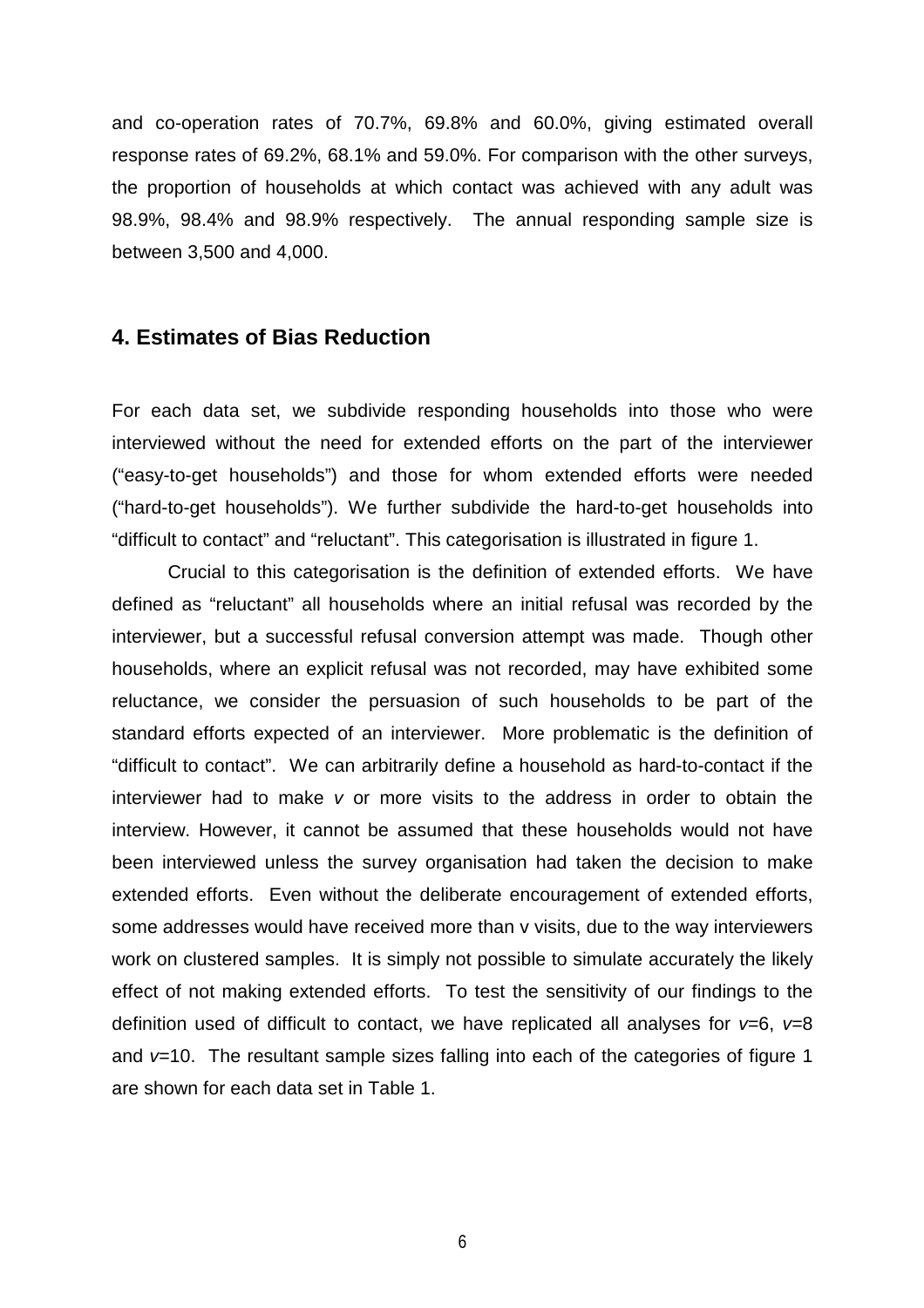and co-operation rates of 70.7%, 69.8% and 60.0%, giving estimated overall response rates of 69.2%, 68.1% and 59.0%. For comparison with the other surveys, the proportion of households at which contact was achieved with any adult was 98.9%, 98.4% and 98.9% respectively. The annual responding sample size is between 3,500 and 4,000.

## 4. Estimates of Bias Reduction

For each data set, we subdivide responding households into those who were interviewed without the need for extended efforts on the part of the interviewer ("easy-to-get households") and those for whom extended efforts were needed ("hard-to-get households"). We further subdivide the hard-to-get households into "difficult to contact" and "reluctant". This categorisation is illustrated in figure 1.

Crucial to this categorisation is the definition of extended efforts. We have defined as "reluctant" all households where an initial refusal was recorded by the interviewer, but a successful refusal conversion attempt was made. Though other households, where an explicit refusal was not recorded, may have exhibited some reluctance, we consider the persuasion of such households to be part of the standard efforts expected of an interviewer. More problematic is the definition of "difficult to contact". We can arbitrarily define a household as hard-to-contact if the interviewer had to make $v$ or more visits to the address in order to obtain the interview. However, it cannot be assumed that these households would not have been interviewed unless the survey organisation had taken the decision to make extended efforts. Even without the deliberate encouragement of extended efforts, some addresses would have received more than v visits, due to the way interviewers work on clustered samples. It is simply not possible to simulate accurately the likely effect of not making extended efforts. To test the sensitivity of our findings to the definition used of difficult to contact, we have replicated all analyses for $v$=6, $v$=8 and $v$=10. The resultant sample sizes falling into each of the categories of figure 1 are shown for each data set in Table 1.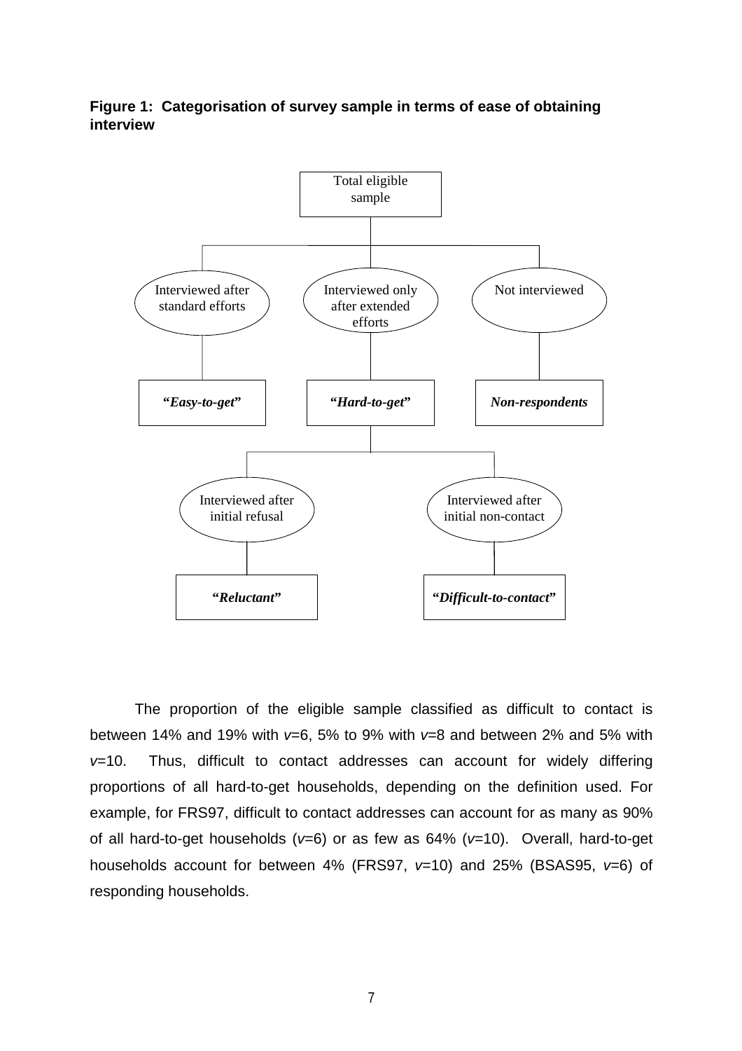**Figure 1: Categorisation of survey sample in terms of ease of obtaining interview**

- Total eligible sample
  - Interviewed after standard efforts → ***"Easy-to-get"***
  - Interviewed only after extended efforts → ***"Hard-to-get"***
    - Interviewed after initial refusal → ***"Reluctant"***
    - Interviewed after initial non-contact → ***"Difficult-to-contact"***
  - Not interviewed → ***Non-respondents***

The proportion of the eligible sample classified as difficult to contact is between 14% and 19% with $v$=6, 5% to 9% with $v$=8 and between 2% and 5% with $v$=10. Thus, difficult to contact addresses can account for widely differing proportions of all hard-to-get households, depending on the definition used. For example, for FRS97, difficult to contact addresses can account for as many as 90% of all hard-to-get households ($v$=6) or as few as 64% ($v$=10). Overall, hard-to-get households account for between 4% (FRS97, $v$=10) and 25% (BSAS95, $v$=6) of responding households.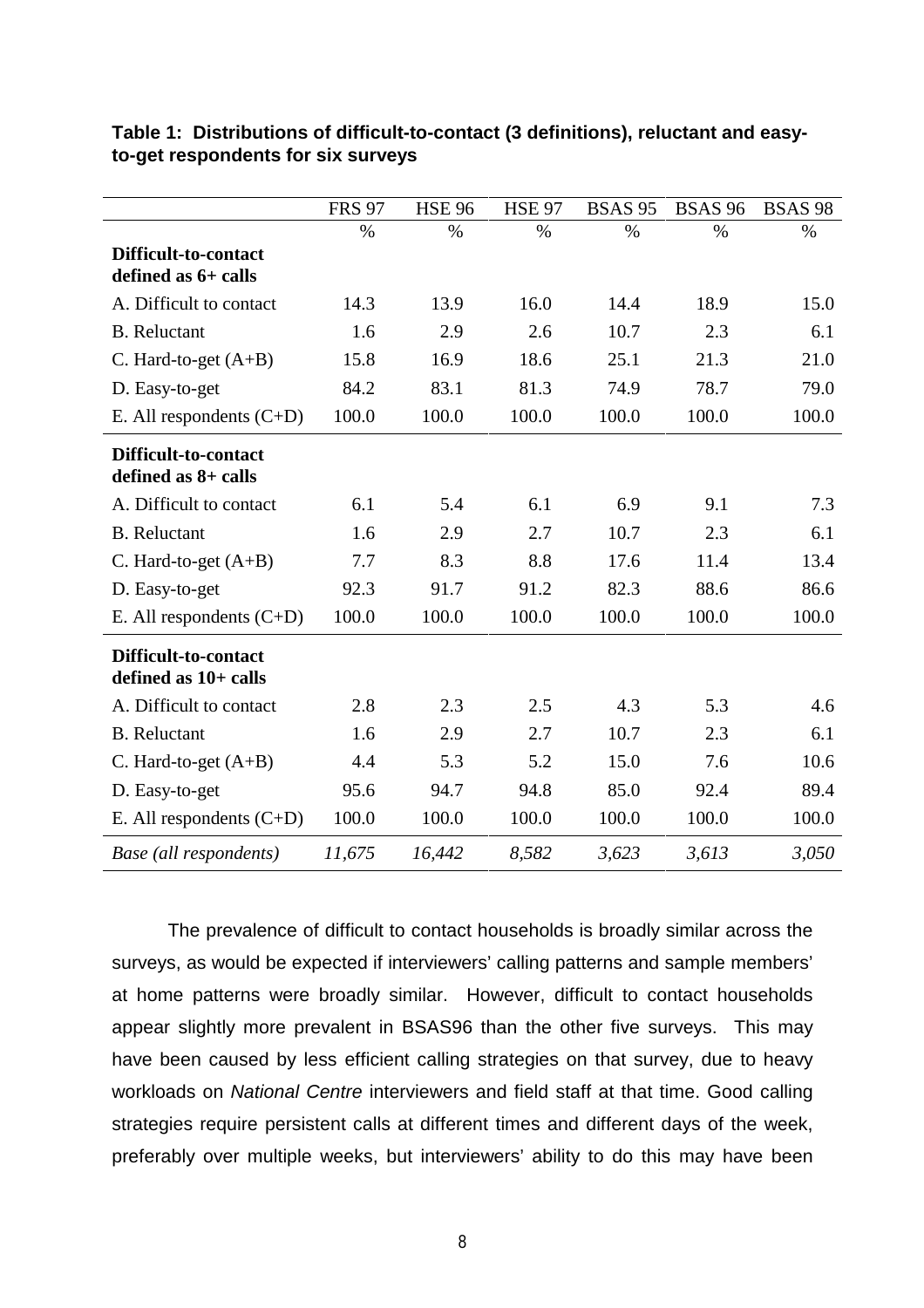**Table 1: Distributions of difficult-to-contact (3 definitions), reluctant and easy-to-get respondents for six surveys**

| | FRS 97 | HSE 96 | HSE 97 | BSAS 95 | BSAS 96 | BSAS 98 |
|---|---|---|---|---|---|---|
| | % | % | % | % | % | % |
| **Difficult-to-contact defined as 6+ calls** | | | | | | |
| A. Difficult to contact | 14.3 | 13.9 | 16.0 | 14.4 | 18.9 | 15.0 |
| B. Reluctant | 1.6 | 2.9 | 2.6 | 10.7 | 2.3 | 6.1 |
| C. Hard-to-get (A+B) | 15.8 | 16.9 | 18.6 | 25.1 | 21.3 | 21.0 |
| D. Easy-to-get | 84.2 | 83.1 | 81.3 | 74.9 | 78.7 | 79.0 |
| E. All respondents (C+D) | 100.0 | 100.0 | 100.0 | 100.0 | 100.0 | 100.0 |
| **Difficult-to-contact defined as 8+ calls** | | | | | | |
| A. Difficult to contact | 6.1 | 5.4 | 6.1 | 6.9 | 9.1 | 7.3 |
| B. Reluctant | 1.6 | 2.9 | 2.7 | 10.7 | 2.3 | 6.1 |
| C. Hard-to-get (A+B) | 7.7 | 8.3 | 8.8 | 17.6 | 11.4 | 13.4 |
| D. Easy-to-get | 92.3 | 91.7 | 91.2 | 82.3 | 88.6 | 86.6 |
| E. All respondents (C+D) | 100.0 | 100.0 | 100.0 | 100.0 | 100.0 | 100.0 |
| **Difficult-to-contact defined as 10+ calls** | | | | | | |
| A. Difficult to contact | 2.8 | 2.3 | 2.5 | 4.3 | 5.3 | 4.6 |
| B. Reluctant | 1.6 | 2.9 | 2.7 | 10.7 | 2.3 | 6.1 |
| C. Hard-to-get (A+B) | 4.4 | 5.3 | 5.2 | 15.0 | 7.6 | 10.6 |
| D. Easy-to-get | 95.6 | 94.7 | 94.8 | 85.0 | 92.4 | 89.4 |
| E. All respondents (C+D) | 100.0 | 100.0 | 100.0 | 100.0 | 100.0 | 100.0 |
| *Base (all respondents)* | *11,675* | *16,442* | *8,582* | *3,623* | *3,613* | *3,050* |

The prevalence of difficult to contact households is broadly similar across the surveys, as would be expected if interviewers' calling patterns and sample members' at home patterns were broadly similar. However, difficult to contact households appear slightly more prevalent in BSAS96 than the other five surveys. This may have been caused by less efficient calling strategies on that survey, due to heavy workloads on *National Centre* interviewers and field staff at that time. Good calling strategies require persistent calls at different times and different days of the week, preferably over multiple weeks, but interviewers' ability to do this may have been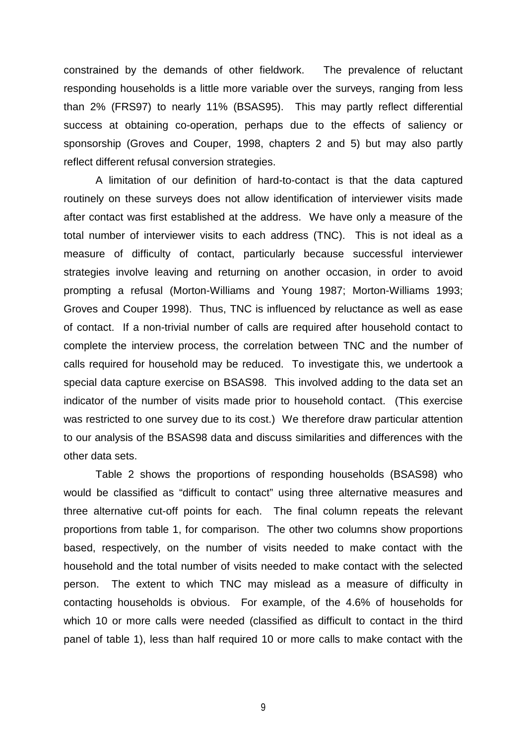constrained by the demands of other fieldwork. The prevalence of reluctant responding households is a little more variable over the surveys, ranging from less than 2% (FRS97) to nearly 11% (BSAS95). This may partly reflect differential success at obtaining co-operation, perhaps due to the effects of saliency or sponsorship (Groves and Couper, 1998, chapters 2 and 5) but may also partly reflect different refusal conversion strategies.

A limitation of our definition of hard-to-contact is that the data captured routinely on these surveys does not allow identification of interviewer visits made after contact was first established at the address. We have only a measure of the total number of interviewer visits to each address (TNC). This is not ideal as a measure of difficulty of contact, particularly because successful interviewer strategies involve leaving and returning on another occasion, in order to avoid prompting a refusal (Morton-Williams and Young 1987; Morton-Williams 1993; Groves and Couper 1998). Thus, TNC is influenced by reluctance as well as ease of contact. If a non-trivial number of calls are required after household contact to complete the interview process, the correlation between TNC and the number of calls required for household may be reduced. To investigate this, we undertook a special data capture exercise on BSAS98. This involved adding to the data set an indicator of the number of visits made prior to household contact. (This exercise was restricted to one survey due to its cost.) We therefore draw particular attention to our analysis of the BSAS98 data and discuss similarities and differences with the other data sets.

Table 2 shows the proportions of responding households (BSAS98) who would be classified as "difficult to contact" using three alternative measures and three alternative cut-off points for each. The final column repeats the relevant proportions from table 1, for comparison. The other two columns show proportions based, respectively, on the number of visits needed to make contact with the household and the total number of visits needed to make contact with the selected person. The extent to which TNC may mislead as a measure of difficulty in contacting households is obvious. For example, of the 4.6% of households for which 10 or more calls were needed (classified as difficult to contact in the third panel of table 1), less than half required 10 or more calls to make contact with the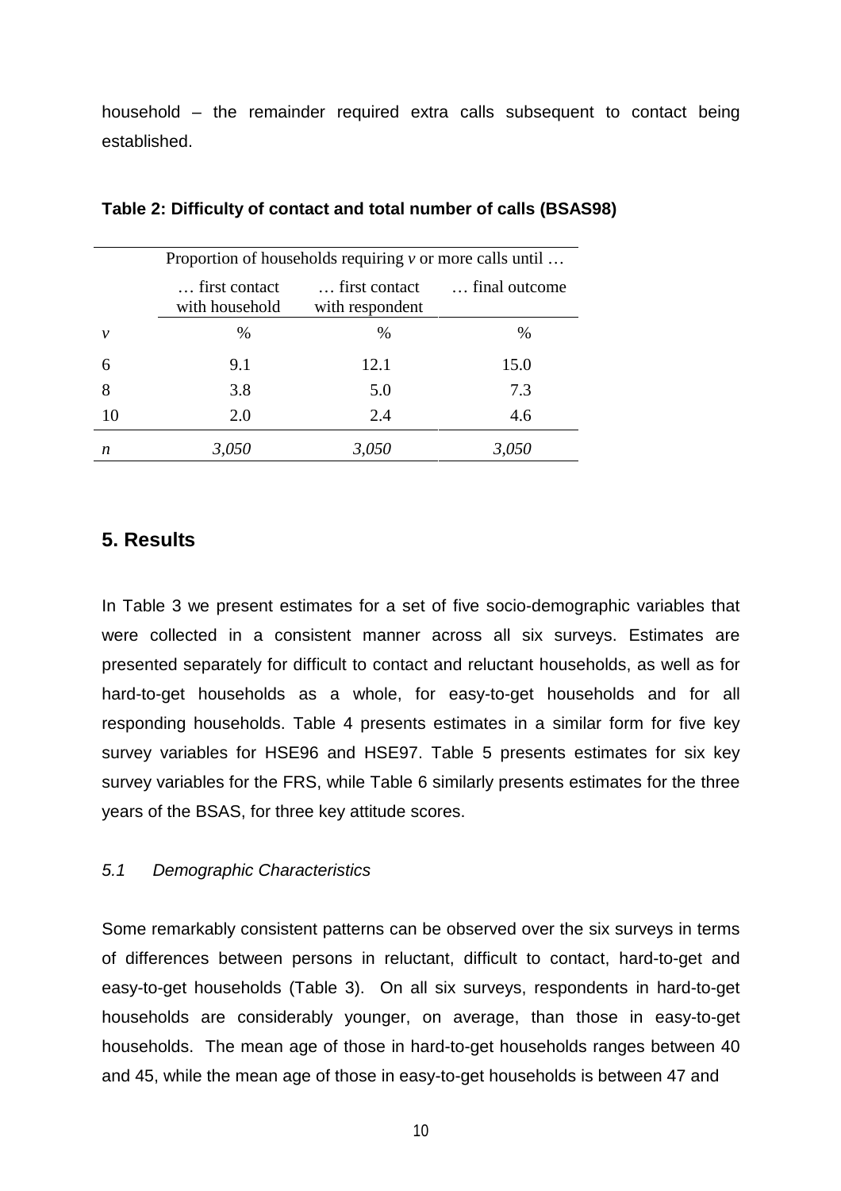household – the remainder required extra calls subsequent to contact being established.

**Table 2: Difficulty of contact and total number of calls (BSAS98)**

| | Proportion of households requiring *v* or more calls until … | | |
|---|---|---|---|
| | … first contact with household | … first contact with respondent | … final outcome |
| *v* | % | % | % |
| 6 | 9.1 | 12.1 | 15.0 |
| 8 | 3.8 | 5.0 | 7.3 |
| 10 | 2.0 | 2.4 | 4.6 |
| *n* | *3,050* | *3,050* | *3,050* |

## 5. Results

In Table 3 we present estimates for a set of five socio-demographic variables that were collected in a consistent manner across all six surveys. Estimates are presented separately for difficult to contact and reluctant households, as well as for hard-to-get households as a whole, for easy-to-get households and for all responding households. Table 4 presents estimates in a similar form for five key survey variables for HSE96 and HSE97. Table 5 presents estimates for six key survey variables for the FRS, while Table 6 similarly presents estimates for the three years of the BSAS, for three key attitude scores.

### *5.1 Demographic Characteristics*

Some remarkably consistent patterns can be observed over the six surveys in terms of differences between persons in reluctant, difficult to contact, hard-to-get and easy-to-get households (Table 3). On all six surveys, respondents in hard-to-get households are considerably younger, on average, than those in easy-to-get households. The mean age of those in hard-to-get households ranges between 40 and 45, while the mean age of those in easy-to-get households is between 47 and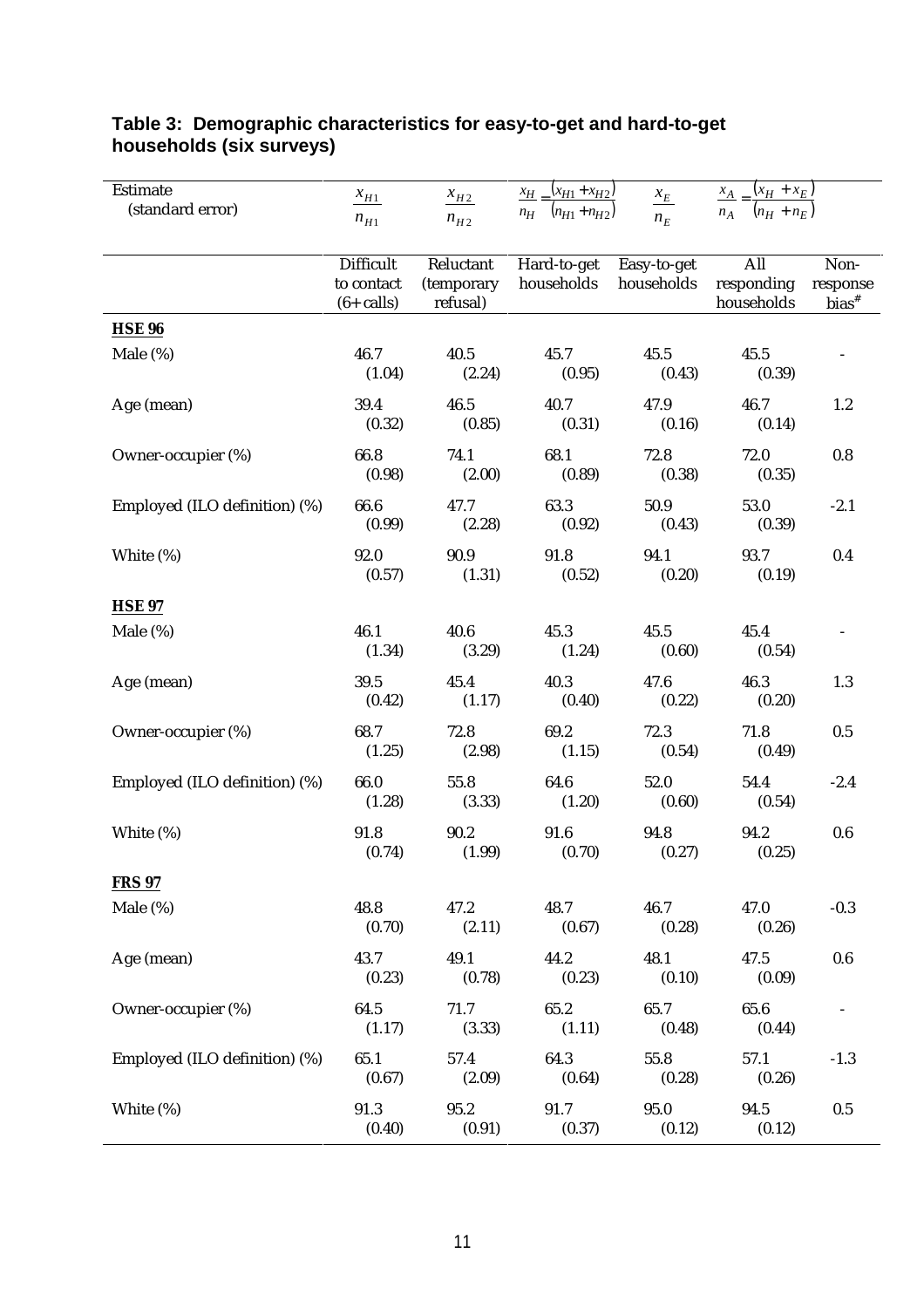**Table 3: Demographic characteristics for easy-to-get and hard-to-get households (six surveys)**

| Estimate (standard error) | $\frac{x_{H1}}{n_{H1}}$ | $\frac{x_{H2}}{n_{H2}}$ | $\frac{x_H}{n_H}=\frac{(x_{H1}+x_{H2})}{(n_{H1}+n_{H2})}$ | $\frac{x_E}{n_E}$ | $\frac{x_A}{n_A}=\frac{(x_H+x_E)}{(n_H+n_E)}$ | |
|---|---|---|---|---|---|---|
| | Difficult to contact (6+ calls) | Reluctant (temporary refusal) | Hard-to-get households | Easy-to-get households | All responding households | Non-response bias[#] |
| **HSE 96** | | | | | | |
| Male (%) | 46.7 (1.04) | 40.5 (2.24) | 45.7 (0.95) | 45.5 (0.43) | 45.5 (0.39) | - |
| Age (mean) | 39.4 (0.32) | 46.5 (0.85) | 40.7 (0.31) | 47.9 (0.16) | 46.7 (0.14) | 1.2 |
| Owner-occupier (%) | 66.8 (0.98) | 74.1 (2.00) | 68.1 (0.89) | 72.8 (0.38) | 72.0 (0.35) | 0.8 |
| Employed (ILO definition) (%) | 66.6 (0.99) | 47.7 (2.28) | 63.3 (0.92) | 50.9 (0.43) | 53.0 (0.39) | -2.1 |
| White (%) | 92.0 (0.57) | 90.9 (1.31) | 91.8 (0.52) | 94.1 (0.20) | 93.7 (0.19) | 0.4 |
| **HSE 97** | | | | | | |
| Male (%) | 46.1 (1.34) | 40.6 (3.29) | 45.3 (1.24) | 45.5 (0.60) | 45.4 (0.54) | - |
| Age (mean) | 39.5 (0.42) | 45.4 (1.17) | 40.3 (0.40) | 47.6 (0.22) | 46.3 (0.20) | 1.3 |
| Owner-occupier (%) | 68.7 (1.25) | 72.8 (2.98) | 69.2 (1.15) | 72.3 (0.54) | 71.8 (0.49) | 0.5 |
| Employed (ILO definition) (%) | 66.0 (1.28) | 55.8 (3.33) | 64.6 (1.20) | 52.0 (0.60) | 54.4 (0.54) | -2.4 |
| White (%) | 91.8 (0.74) | 90.2 (1.99) | 91.6 (0.70) | 94.8 (0.27) | 94.2 (0.25) | 0.6 |
| **FRS 97** | | | | | | |
| Male (%) | 48.8 (0.70) | 47.2 (2.11) | 48.7 (0.67) | 46.7 (0.28) | 47.0 (0.26) | -0.3 |
| Age (mean) | 43.7 (0.23) | 49.1 (0.78) | 44.2 (0.23) | 48.1 (0.10) | 47.5 (0.09) | 0.6 |
| Owner-occupier (%) | 64.5 (1.17) | 71.7 (3.33) | 65.2 (1.11) | 65.7 (0.48) | 65.6 (0.44) | - |
| Employed (ILO definition) (%) | 65.1 (0.67) | 57.4 (2.09) | 64.3 (0.64) | 55.8 (0.28) | 57.1 (0.26) | -1.3 |
| White (%) | 91.3 (0.40) | 95.2 (0.91) | 91.7 (0.37) | 95.0 (0.12) | 94.5 (0.12) | 0.5 |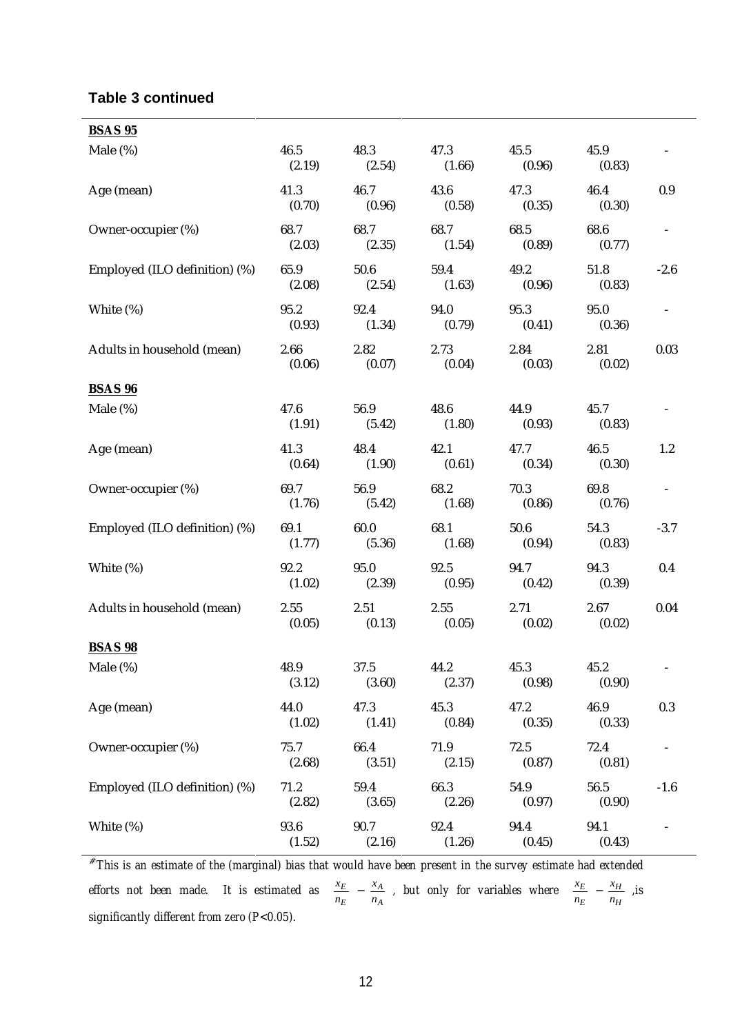**Table 3 continued**

| | | | | | | |
|---|---|---|---|---|---|---|
| **BSAS 95** | | | | | | |
| Male (%) | 46.5<br>(2.19) | 48.3<br>(2.54) | 47.3<br>(1.66) | 45.5<br>(0.96) | 45.9<br>(0.83) | - |
| Age (mean) | 41.3<br>(0.70) | 46.7<br>(0.96) | 43.6<br>(0.58) | 47.3<br>(0.35) | 46.4<br>(0.30) | 0.9 |
| Owner-occupier (%) | 68.7<br>(2.03) | 68.7<br>(2.35) | 68.7<br>(1.54) | 68.5<br>(0.89) | 68.6<br>(0.77) | - |
| Employed (ILO definition) (%) | 65.9<br>(2.08) | 50.6<br>(2.54) | 59.4<br>(1.63) | 49.2<br>(0.96) | 51.8<br>(0.83) | -2.6 |
| White (%) | 95.2<br>(0.93) | 92.4<br>(1.34) | 94.0<br>(0.79) | 95.3<br>(0.41) | 95.0<br>(0.36) | - |
| Adults in household (mean) | 2.66<br>(0.06) | 2.82<br>(0.07) | 2.73<br>(0.04) | 2.84<br>(0.03) | 2.81<br>(0.02) | 0.03 |
| **BSAS 96** | | | | | | |
| Male (%) | 47.6<br>(1.91) | 56.9<br>(5.42) | 48.6<br>(1.80) | 44.9<br>(0.93) | 45.7<br>(0.83) | - |
| Age (mean) | 41.3<br>(0.64) | 48.4<br>(1.90) | 42.1<br>(0.61) | 47.7<br>(0.34) | 46.5<br>(0.30) | 1.2 |
| Owner-occupier (%) | 69.7<br>(1.76) | 56.9<br>(5.42) | 68.2<br>(1.68) | 70.3<br>(0.86) | 69.8<br>(0.76) | - |
| Employed (ILO definition) (%) | 69.1<br>(1.77) | 60.0<br>(5.36) | 68.1<br>(1.68) | 50.6<br>(0.94) | 54.3<br>(0.83) | -3.7 |
| White (%) | 92.2<br>(1.02) | 95.0<br>(2.39) | 92.5<br>(0.95) | 94.7<br>(0.42) | 94.3<br>(0.39) | 0.4 |
| Adults in household (mean) | 2.55<br>(0.05) | 2.51<br>(0.13) | 2.55<br>(0.05) | 2.71<br>(0.02) | 2.67<br>(0.02) | 0.04 |
| **BSAS 98** | | | | | | |
| Male (%) | 48.9<br>(3.12) | 37.5<br>(3.60) | 44.2<br>(2.37) | 45.3<br>(0.98) | 45.2<br>(0.90) | - |
| Age (mean) | 44.0<br>(1.02) | 47.3<br>(1.41) | 45.3<br>(0.84) | 47.2<br>(0.35) | 46.9<br>(0.33) | 0.3 |
| Owner-occupier (%) | 75.7<br>(2.68) | 66.4<br>(3.51) | 71.9<br>(2.15) | 72.5<br>(0.87) | 72.4<br>(0.81) | - |
| Employed (ILO definition) (%) | 71.2<br>(2.82) | 59.4<br>(3.65) | 66.3<br>(2.26) | 54.9<br>(0.97) | 56.5<br>(0.90) | -1.6 |
| White (%) | 93.6<br>(1.52) | 90.7<br>(2.16) | 92.4<br>(1.26) | 94.4<br>(0.45) | 94.1<br>(0.43) | - |

*# This is an estimate of the (marginal) bias that would have been present in the survey estimate had extended efforts not been made. It is estimated as* $\frac{x_E}{n_E} - \frac{x_A}{n_A}$ *, but only for variables where* $\frac{x_E}{n_E} - \frac{x_H}{n_H}$ *,is significantly different from zero (P<0.05).*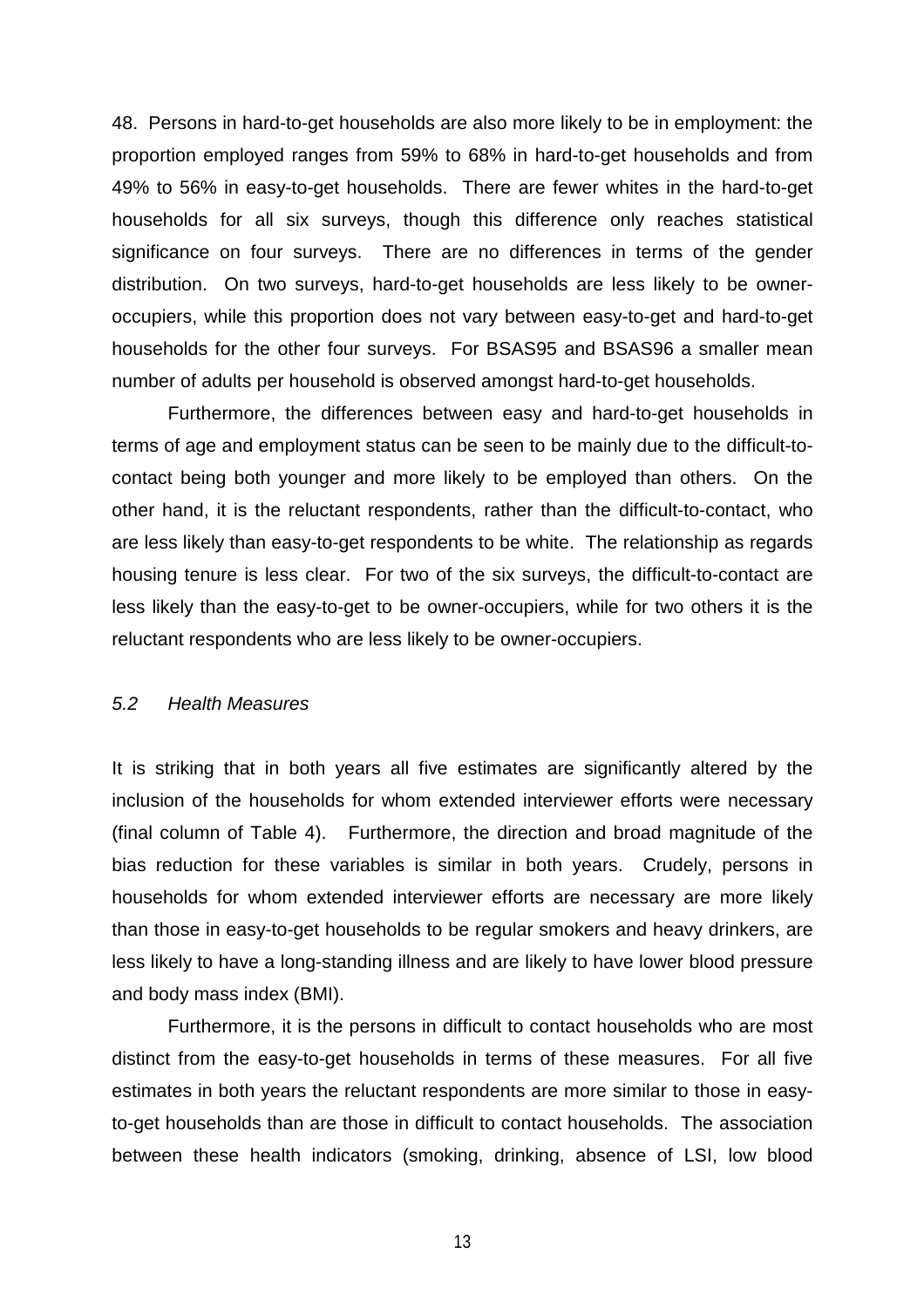48. Persons in hard-to-get households are also more likely to be in employment: the proportion employed ranges from 59% to 68% in hard-to-get households and from 49% to 56% in easy-to-get households. There are fewer whites in the hard-to-get households for all six surveys, though this difference only reaches statistical significance on four surveys. There are no differences in terms of the gender distribution. On two surveys, hard-to-get households are less likely to be owner-occupiers, while this proportion does not vary between easy-to-get and hard-to-get households for the other four surveys. For BSAS95 and BSAS96 a smaller mean number of adults per household is observed amongst hard-to-get households.

Furthermore, the differences between easy and hard-to-get households in terms of age and employment status can be seen to be mainly due to the difficult-to-contact being both younger and more likely to be employed than others. On the other hand, it is the reluctant respondents, rather than the difficult-to-contact, who are less likely than easy-to-get respondents to be white. The relationship as regards housing tenure is less clear. For two of the six surveys, the difficult-to-contact are less likely than the easy-to-get to be owner-occupiers, while for two others it is the reluctant respondents who are less likely to be owner-occupiers.

### *5.2 Health Measures*

It is striking that in both years all five estimates are significantly altered by the inclusion of the households for whom extended interviewer efforts were necessary (final column of Table 4). Furthermore, the direction and broad magnitude of the bias reduction for these variables is similar in both years. Crudely, persons in households for whom extended interviewer efforts are necessary are more likely than those in easy-to-get households to be regular smokers and heavy drinkers, are less likely to have a long-standing illness and are likely to have lower blood pressure and body mass index (BMI).

Furthermore, it is the persons in difficult to contact households who are most distinct from the easy-to-get households in terms of these measures. For all five estimates in both years the reluctant respondents are more similar to those in easy-to-get households than are those in difficult to contact households. The association between these health indicators (smoking, drinking, absence of LSI, low blood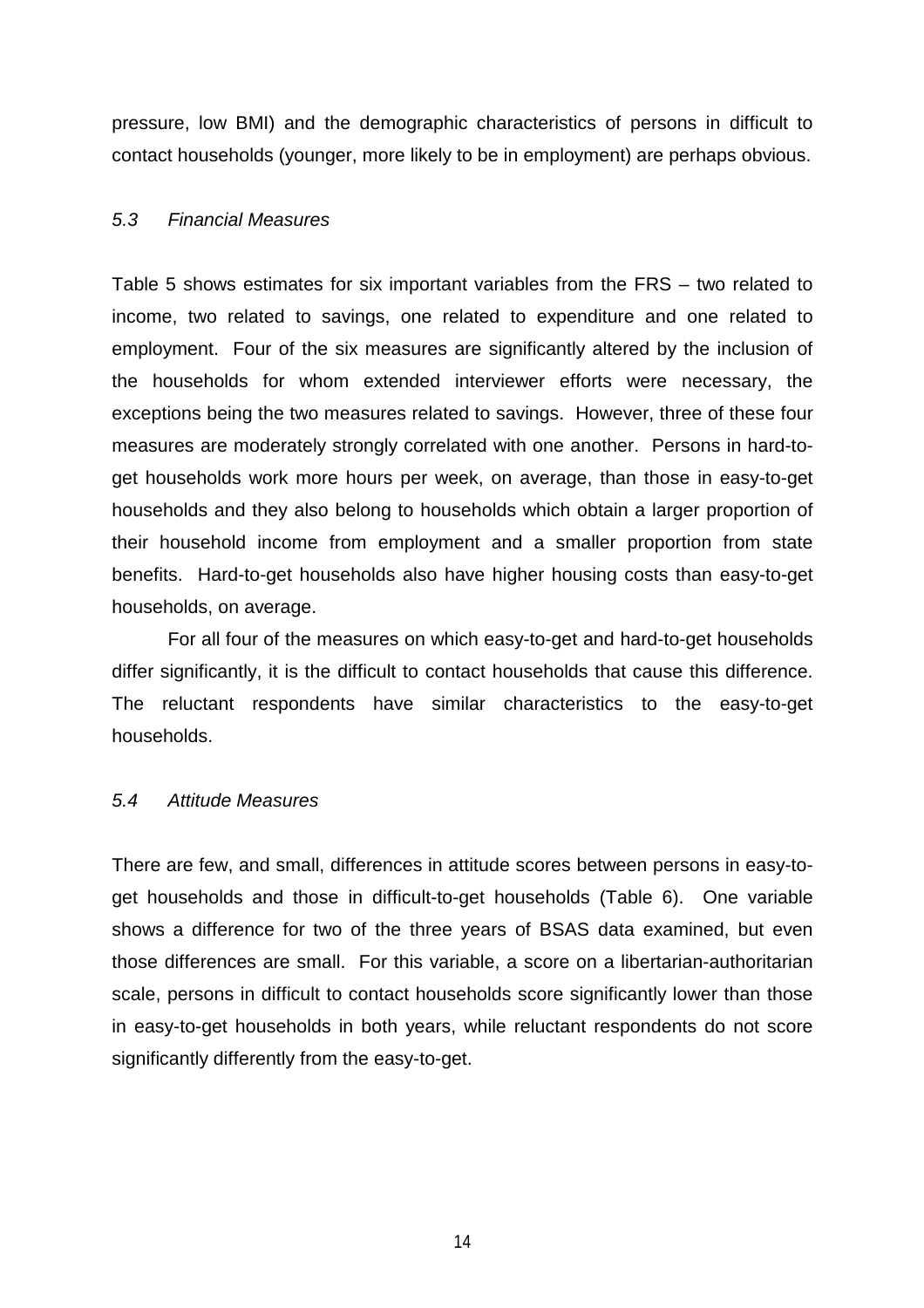pressure, low BMI) and the demographic characteristics of persons in difficult to contact households (younger, more likely to be in employment) are perhaps obvious.

### *5.3 Financial Measures*

Table 5 shows estimates for six important variables from the FRS – two related to income, two related to savings, one related to expenditure and one related to employment. Four of the six measures are significantly altered by the inclusion of the households for whom extended interviewer efforts were necessary, the exceptions being the two measures related to savings. However, three of these four measures are moderately strongly correlated with one another. Persons in hard-to-get households work more hours per week, on average, than those in easy-to-get households and they also belong to households which obtain a larger proportion of their household income from employment and a smaller proportion from state benefits. Hard-to-get households also have higher housing costs than easy-to-get households, on average.

For all four of the measures on which easy-to-get and hard-to-get households differ significantly, it is the difficult to contact households that cause this difference. The reluctant respondents have similar characteristics to the easy-to-get households.

### *5.4 Attitude Measures*

There are few, and small, differences in attitude scores between persons in easy-to-get households and those in difficult-to-get households (Table 6). One variable shows a difference for two of the three years of BSAS data examined, but even those differences are small. For this variable, a score on a libertarian-authoritarian scale, persons in difficult to contact households score significantly lower than those in easy-to-get households in both years, while reluctant respondents do not score significantly differently from the easy-to-get.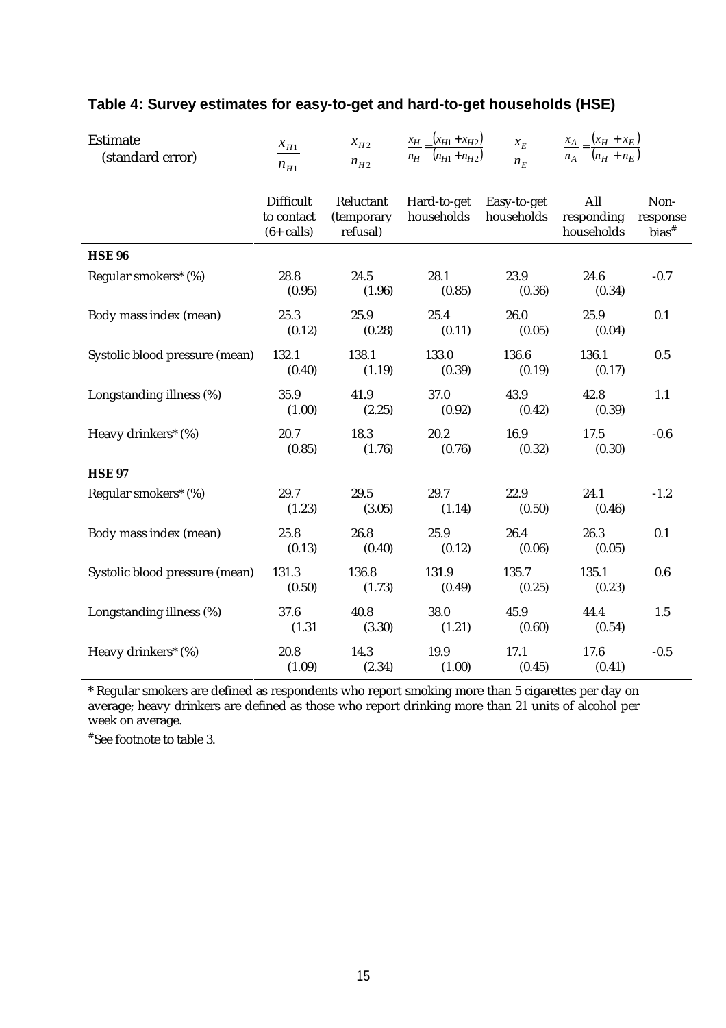**Table 4: Survey estimates for easy-to-get and hard-to-get households (HSE)**

| Estimate (standard error) | $\frac{x_{H1}}{n_{H1}}$ | $\frac{x_{H2}}{n_{H2}}$ | $\frac{x_H}{n_H}=\frac{(x_{H1}+x_{H2})}{(n_{H1}+n_{H2})}$ | $\frac{x_E}{n_E}$ | $\frac{x_A}{n_A}=\frac{(x_H+x_E)}{(n_H+n_E)}$ | |
|---|---|---|---|---|---|---|
| | Difficult to contact (6+ calls) | Reluctant (temporary refusal) | Hard-to-get households | Easy-to-get households | All responding households | Non-response bias[#] |
| **HSE 96** | | | | | | |
| Regular smokers* (%) | 28.8 (0.95) | 24.5 (1.96) | 28.1 (0.85) | 23.9 (0.36) | 24.6 (0.34) | -0.7 |
| Body mass index (mean) | 25.3 (0.12) | 25.9 (0.28) | 25.4 (0.11) | 26.0 (0.05) | 25.9 (0.04) | 0.1 |
| Systolic blood pressure (mean) | 132.1 (0.40) | 138.1 (1.19) | 133.0 (0.39) | 136.6 (0.19) | 136.1 (0.17) | 0.5 |
| Longstanding illness (%) | 35.9 (1.00) | 41.9 (2.25) | 37.0 (0.92) | 43.9 (0.42) | 42.8 (0.39) | 1.1 |
| Heavy drinkers* (%) | 20.7 (0.85) | 18.3 (1.76) | 20.2 (0.76) | 16.9 (0.32) | 17.5 (0.30) | -0.6 |
| **HSE 97** | | | | | | |
| Regular smokers* (%) | 29.7 (1.23) | 29.5 (3.05) | 29.7 (1.14) | 22.9 (0.50) | 24.1 (0.46) | -1.2 |
| Body mass index (mean) | 25.8 (0.13) | 26.8 (0.40) | 25.9 (0.12) | 26.4 (0.06) | 26.3 (0.05) | 0.1 |
| Systolic blood pressure (mean) | 131.3 (0.50) | 136.8 (1.73) | 131.9 (0.49) | 135.7 (0.25) | 135.1 (0.23) | 0.6 |
| Longstanding illness (%) | 37.6 (1.31 | 40.8 (3.30) | 38.0 (1.21) | 45.9 (0.60) | 44.4 (0.54) | 1.5 |
| Heavy drinkers* (%) | 20.8 (1.09) | 14.3 (2.34) | 19.9 (1.00) | 17.1 (0.45) | 17.6 (0.41) | -0.5 |

* Regular smokers are defined as respondents who report smoking more than 5 cigarettes per day on average; heavy drinkers are defined as those who report drinking more than 21 units of alcohol per week on average.

[#] See footnote to table 3.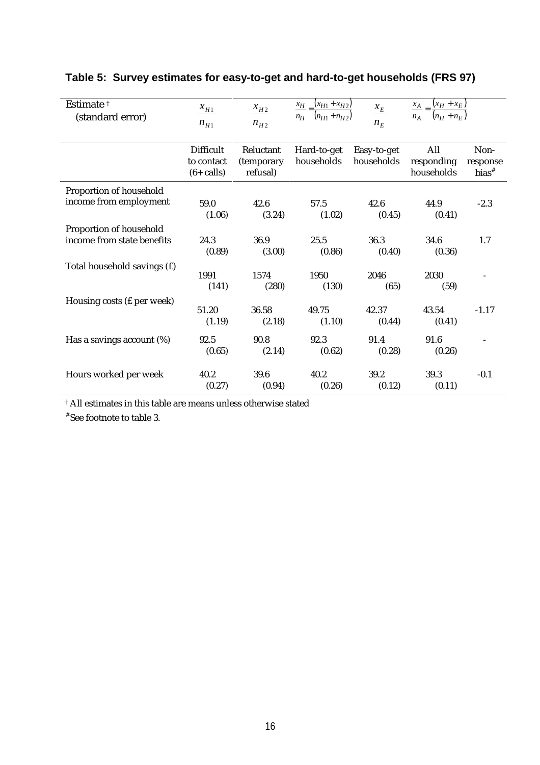## Table 5: Survey estimates for easy-to-get and hard-to-get households (FRS 97)

| Estimate † (standard error) | $\frac{x_{H1}}{n_{H1}}$ | $\frac{x_{H2}}{n_{H2}}$ | $\frac{x_H}{n_H} = \frac{(x_{H1}+x_{H2})}{(n_{H1}+n_{H2})}$ | $\frac{x_E}{n_E}$ | $\frac{x_A}{n_A} = \frac{(x_H + x_E)}{(n_H + n_E)}$ | |
|---|---|---|---|---|---|---|
| | Difficult to contact (6+ calls) | Reluctant (temporary refusal) | Hard-to-get households | Easy-to-get households | All responding households | Non-response bias# |
| Proportion of household income from employment | 59.0 (1.06) | 42.6 (3.24) | 57.5 (1.02) | 42.6 (0.45) | 44.9 (0.41) | -2.3 |
| Proportion of household income from state benefits | 24.3 (0.89) | 36.9 (3.00) | 25.5 (0.86) | 36.3 (0.40) | 34.6 (0.36) | 1.7 |
| Total household savings (£) | 1991 (141) | 1574 (280) | 1950 (130) | 2046 (65) | 2030 (59) | - |
| Housing costs (£ per week) | 51.20 (1.19) | 36.58 (2.18) | 49.75 (1.10) | 42.37 (0.44) | 43.54 (0.41) | -1.17 |
| Has a savings account (%) | 92.5 (0.65) | 90.8 (2.14) | 92.3 (0.62) | 91.4 (0.28) | 91.6 (0.26) | - |
| Hours worked per week | 40.2 (0.27) | 39.6 (0.94) | 40.2 (0.26) | 39.2 (0.12) | 39.3 (0.11) | -0.1 |

† All estimates in this table are means unless otherwise stated

# See footnote to table 3.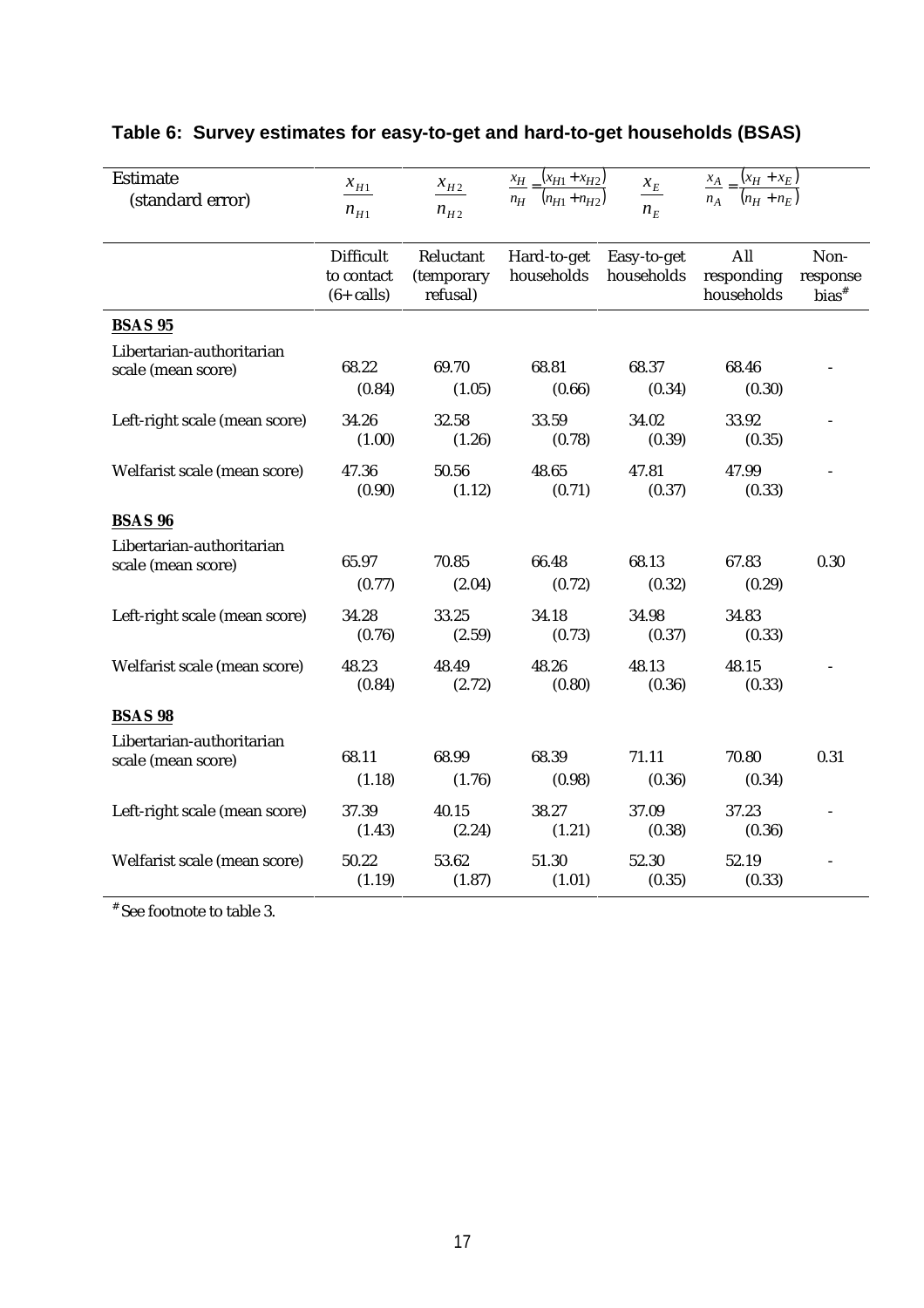**Table 6: Survey estimates for easy-to-get and hard-to-get households (BSAS)**

| Estimate (standard error) | $\frac{x_{H1}}{n_{H1}}$ | $\frac{x_{H2}}{n_{H2}}$ | $\frac{x_H}{n_H} = \frac{(x_{H1} + x_{H2})}{(n_{H1} + n_{H2})}$ | $\frac{x_E}{n_E}$ | $\frac{x_A}{n_A} = \frac{(x_H + x_E)}{(n_H + n_E)}$ | |
|---|---|---|---|---|---|---|
| | Difficult to contact (6+ calls) | Reluctant (temporary refusal) | Hard-to-get households | Easy-to-get households | All responding households | Non-response bias[#] |
| **BSAS 95** | | | | | | |
| Libertarian-authoritarian scale (mean score) | 68.22 (0.84) | 69.70 (1.05) | 68.81 (0.66) | 68.37 (0.34) | 68.46 (0.30) | - |
| Left-right scale (mean score) | 34.26 (1.00) | 32.58 (1.26) | 33.59 (0.78) | 34.02 (0.39) | 33.92 (0.35) | - |
| Welfarist scale (mean score) | 47.36 (0.90) | 50.56 (1.12) | 48.65 (0.71) | 47.81 (0.37) | 47.99 (0.33) | - |
| **BSAS 96** | | | | | | |
| Libertarian-authoritarian scale (mean score) | 65.97 (0.77) | 70.85 (2.04) | 66.48 (0.72) | 68.13 (0.32) | 67.83 (0.29) | 0.30 |
| Left-right scale (mean score) | 34.28 (0.76) | 33.25 (2.59) | 34.18 (0.73) | 34.98 (0.37) | 34.83 (0.33) | |
| Welfarist scale (mean score) | 48.23 (0.84) | 48.49 (2.72) | 48.26 (0.80) | 48.13 (0.36) | 48.15 (0.33) | - |
| **BSAS 98** | | | | | | |
| Libertarian-authoritarian scale (mean score) | 68.11 (1.18) | 68.99 (1.76) | 68.39 (0.98) | 71.11 (0.36) | 70.80 (0.34) | 0.31 |
| Left-right scale (mean score) | 37.39 (1.43) | 40.15 (2.24) | 38.27 (1.21) | 37.09 (0.38) | 37.23 (0.36) | - |
| Welfarist scale (mean score) | 50.22 (1.19) | 53.62 (1.87) | 51.30 (1.01) | 52.30 (0.35) | 52.19 (0.33) | - |

[#] See footnote to table 3.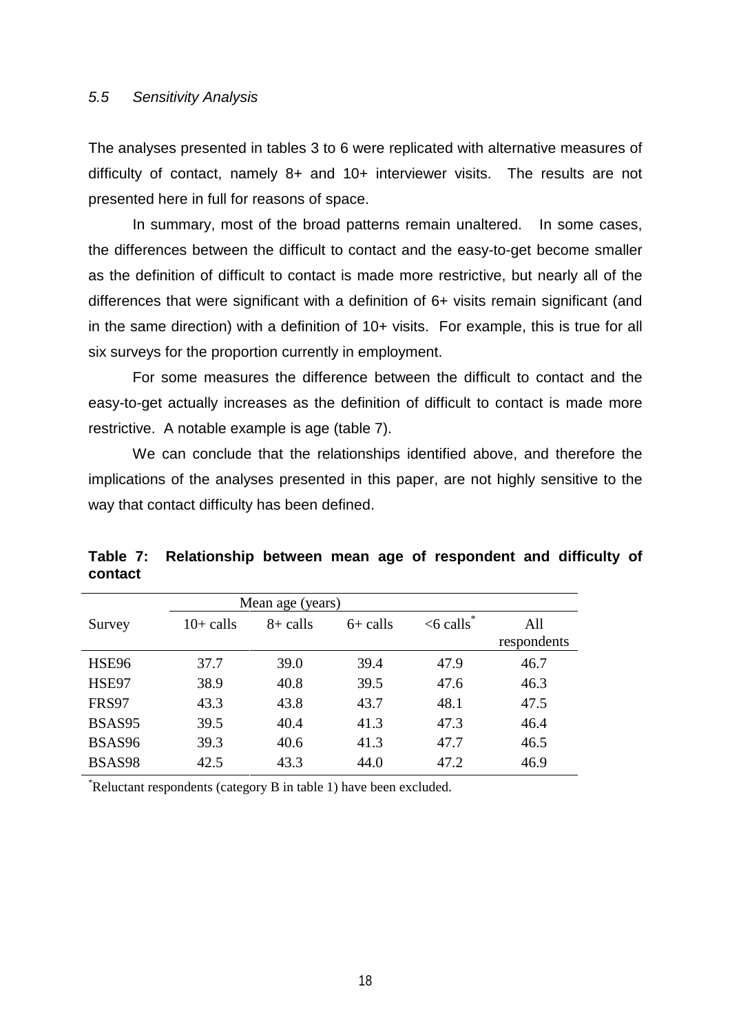### *5.5 Sensitivity Analysis*

The analyses presented in tables 3 to 6 were replicated with alternative measures of difficulty of contact, namely 8+ and 10+ interviewer visits. The results are not presented here in full for reasons of space.

In summary, most of the broad patterns remain unaltered. In some cases, the differences between the difficult to contact and the easy-to-get become smaller as the definition of difficult to contact is made more restrictive, but nearly all of the differences that were significant with a definition of 6+ visits remain significant (and in the same direction) with a definition of 10+ visits. For example, this is true for all six surveys for the proportion currently in employment.

For some measures the difference between the difficult to contact and the easy-to-get actually increases as the definition of difficult to contact is made more restrictive. A notable example is age (table 7).

We can conclude that the relationships identified above, and therefore the implications of the analyses presented in this paper, are not highly sensitive to the way that contact difficulty has been defined.

**Table 7: Relationship between mean age of respondent and difficulty of contact**

| | Mean age (years) | | | | |
|---|---|---|---|---|---|
| Survey | 10+ calls | 8+ calls | 6+ calls | <6 calls* | All respondents |
| HSE96 | 37.7 | 39.0 | 39.4 | 47.9 | 46.7 |
| HSE97 | 38.9 | 40.8 | 39.5 | 47.6 | 46.3 |
| FRS97 | 43.3 | 43.8 | 43.7 | 48.1 | 47.5 |
| BSAS95 | 39.5 | 40.4 | 41.3 | 47.3 | 46.4 |
| BSAS96 | 39.3 | 40.6 | 41.3 | 47.7 | 46.5 |
| BSAS98 | 42.5 | 43.3 | 44.0 | 47.2 | 46.9 |

*Reluctant respondents (category B in table 1) have been excluded.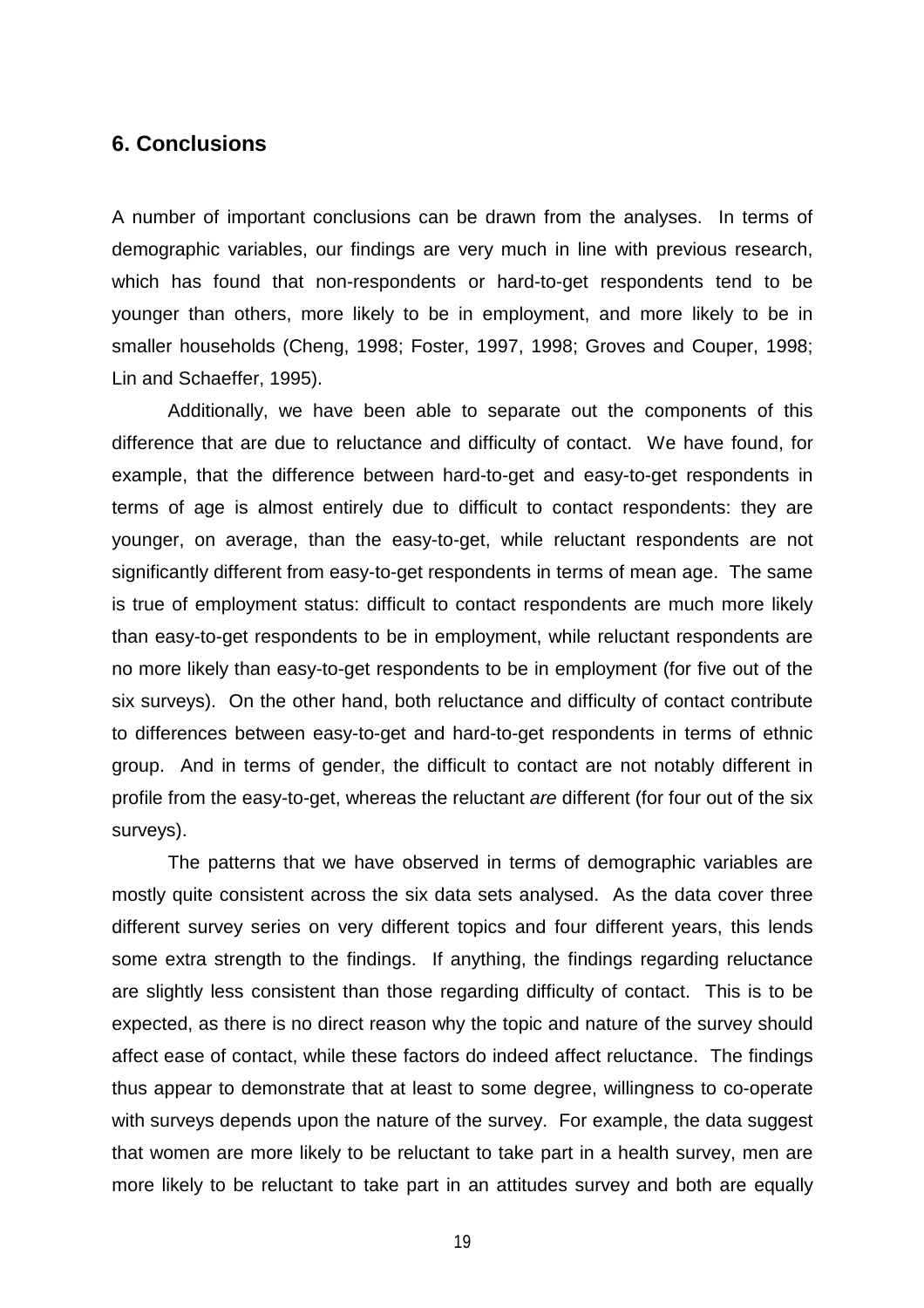## 6. Conclusions

A number of important conclusions can be drawn from the analyses. In terms of demographic variables, our findings are very much in line with previous research, which has found that non-respondents or hard-to-get respondents tend to be younger than others, more likely to be in employment, and more likely to be in smaller households (Cheng, 1998; Foster, 1997, 1998; Groves and Couper, 1998; Lin and Schaeffer, 1995).

Additionally, we have been able to separate out the components of this difference that are due to reluctance and difficulty of contact. We have found, for example, that the difference between hard-to-get and easy-to-get respondents in terms of age is almost entirely due to difficult to contact respondents: they are younger, on average, than the easy-to-get, while reluctant respondents are not significantly different from easy-to-get respondents in terms of mean age. The same is true of employment status: difficult to contact respondents are much more likely than easy-to-get respondents to be in employment, while reluctant respondents are no more likely than easy-to-get respondents to be in employment (for five out of the six surveys). On the other hand, both reluctance and difficulty of contact contribute to differences between easy-to-get and hard-to-get respondents in terms of ethnic group. And in terms of gender, the difficult to contact are not notably different in profile from the easy-to-get, whereas the reluctant *are* different (for four out of the six surveys).

The patterns that we have observed in terms of demographic variables are mostly quite consistent across the six data sets analysed. As the data cover three different survey series on very different topics and four different years, this lends some extra strength to the findings. If anything, the findings regarding reluctance are slightly less consistent than those regarding difficulty of contact. This is to be expected, as there is no direct reason why the topic and nature of the survey should affect ease of contact, while these factors do indeed affect reluctance. The findings thus appear to demonstrate that at least to some degree, willingness to co-operate with surveys depends upon the nature of the survey. For example, the data suggest that women are more likely to be reluctant to take part in a health survey, men are more likely to be reluctant to take part in an attitudes survey and both are equally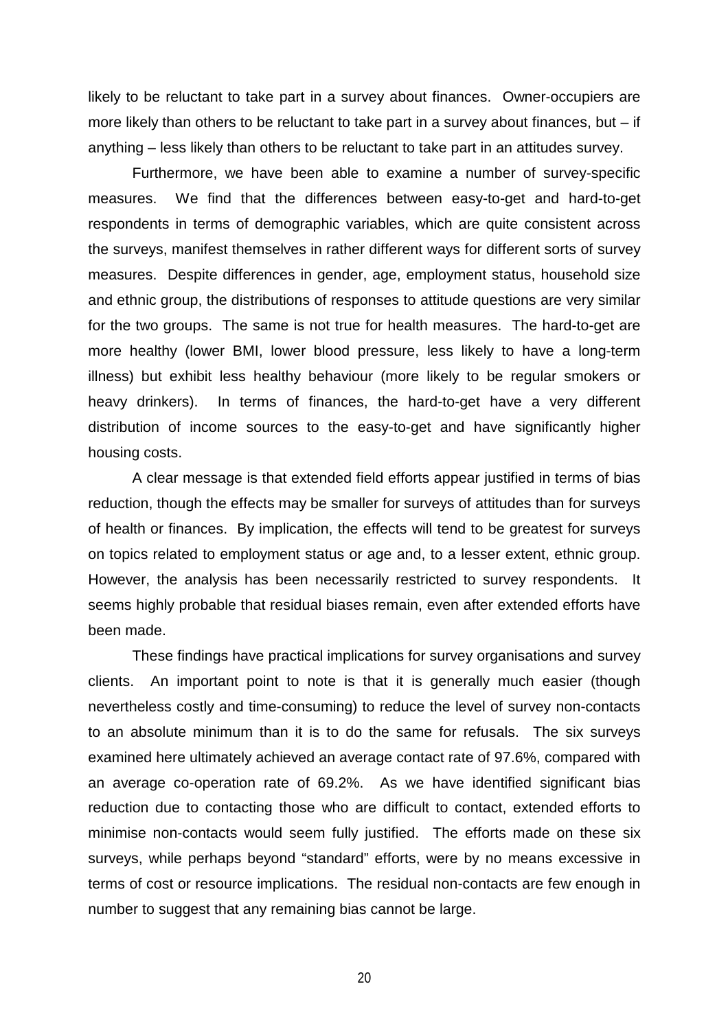likely to be reluctant to take part in a survey about finances. Owner-occupiers are more likely than others to be reluctant to take part in a survey about finances, but – if anything – less likely than others to be reluctant to take part in an attitudes survey.

Furthermore, we have been able to examine a number of survey-specific measures. We find that the differences between easy-to-get and hard-to-get respondents in terms of demographic variables, which are quite consistent across the surveys, manifest themselves in rather different ways for different sorts of survey measures. Despite differences in gender, age, employment status, household size and ethnic group, the distributions of responses to attitude questions are very similar for the two groups. The same is not true for health measures. The hard-to-get are more healthy (lower BMI, lower blood pressure, less likely to have a long-term illness) but exhibit less healthy behaviour (more likely to be regular smokers or heavy drinkers). In terms of finances, the hard-to-get have a very different distribution of income sources to the easy-to-get and have significantly higher housing costs.

A clear message is that extended field efforts appear justified in terms of bias reduction, though the effects may be smaller for surveys of attitudes than for surveys of health or finances. By implication, the effects will tend to be greatest for surveys on topics related to employment status or age and, to a lesser extent, ethnic group. However, the analysis has been necessarily restricted to survey respondents. It seems highly probable that residual biases remain, even after extended efforts have been made.

These findings have practical implications for survey organisations and survey clients. An important point to note is that it is generally much easier (though nevertheless costly and time-consuming) to reduce the level of survey non-contacts to an absolute minimum than it is to do the same for refusals. The six surveys examined here ultimately achieved an average contact rate of 97.6%, compared with an average co-operation rate of 69.2%. As we have identified significant bias reduction due to contacting those who are difficult to contact, extended efforts to minimise non-contacts would seem fully justified. The efforts made on these six surveys, while perhaps beyond "standard" efforts, were by no means excessive in terms of cost or resource implications. The residual non-contacts are few enough in number to suggest that any remaining bias cannot be large.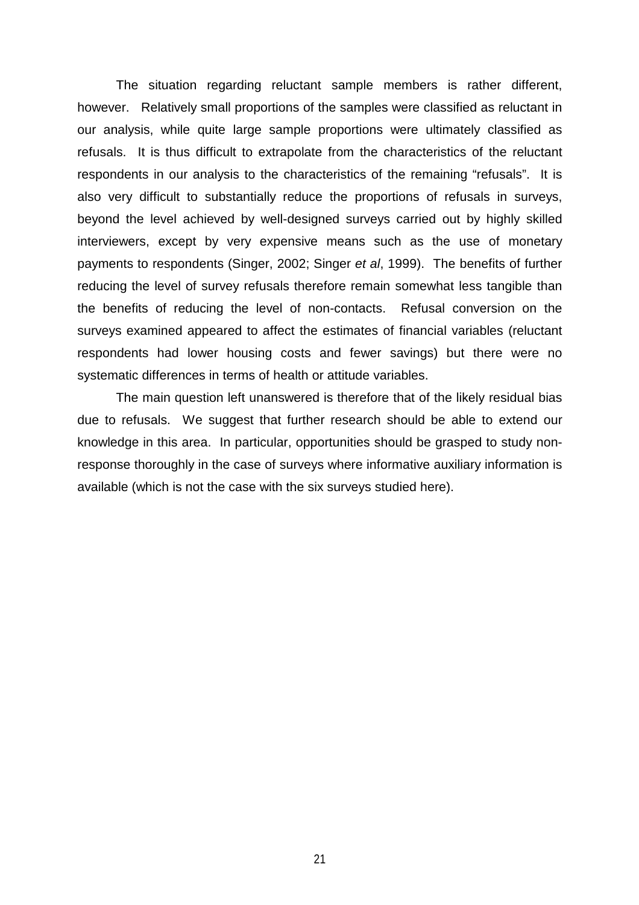The situation regarding reluctant sample members is rather different, however. Relatively small proportions of the samples were classified as reluctant in our analysis, while quite large sample proportions were ultimately classified as refusals. It is thus difficult to extrapolate from the characteristics of the reluctant respondents in our analysis to the characteristics of the remaining "refusals". It is also very difficult to substantially reduce the proportions of refusals in surveys, beyond the level achieved by well-designed surveys carried out by highly skilled interviewers, except by very expensive means such as the use of monetary payments to respondents (Singer, 2002; Singer *et al*, 1999). The benefits of further reducing the level of survey refusals therefore remain somewhat less tangible than the benefits of reducing the level of non-contacts. Refusal conversion on the surveys examined appeared to affect the estimates of financial variables (reluctant respondents had lower housing costs and fewer savings) but there were no systematic differences in terms of health or attitude variables.

The main question left unanswered is therefore that of the likely residual bias due to refusals. We suggest that further research should be able to extend our knowledge in this area. In particular, opportunities should be grasped to study non-response thoroughly in the case of surveys where informative auxiliary information is available (which is not the case with the six surveys studied here).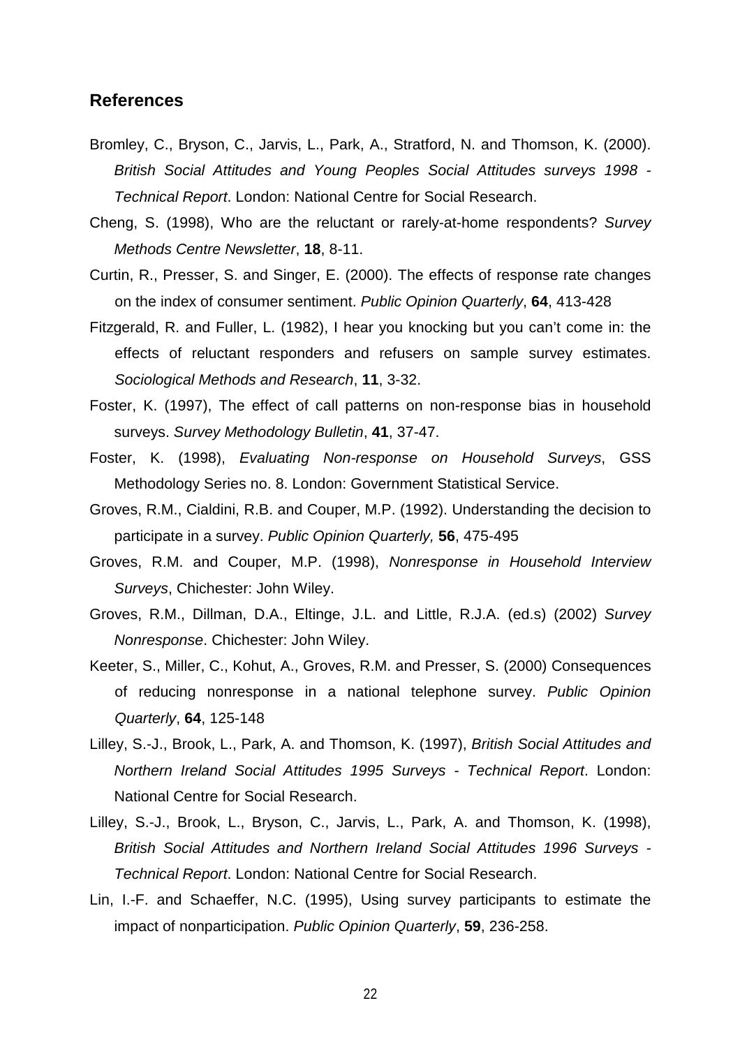## References

Bromley, C., Bryson, C., Jarvis, L., Park, A., Stratford, N. and Thomson, K. (2000). *British Social Attitudes and Young Peoples Social Attitudes surveys 1998 - Technical Report*. London: National Centre for Social Research.

Cheng, S. (1998), Who are the reluctant or rarely-at-home respondents? *Survey Methods Centre Newsletter*, **18**, 8-11.

Curtin, R., Presser, S. and Singer, E. (2000). The effects of response rate changes on the index of consumer sentiment. *Public Opinion Quarterly*, **64**, 413-428

Fitzgerald, R. and Fuller, L. (1982), I hear you knocking but you can't come in: the effects of reluctant responders and refusers on sample survey estimates. *Sociological Methods and Research*, **11**, 3-32.

Foster, K. (1997), The effect of call patterns on non-response bias in household surveys. *Survey Methodology Bulletin*, **41**, 37-47.

Foster, K. (1998), *Evaluating Non-response on Household Surveys*, GSS Methodology Series no. 8. London: Government Statistical Service.

Groves, R.M., Cialdini, R.B. and Couper, M.P. (1992). Understanding the decision to participate in a survey. *Public Opinion Quarterly,* **56**, 475-495

Groves, R.M. and Couper, M.P. (1998), *Nonresponse in Household Interview Surveys*, Chichester: John Wiley.

Groves, R.M., Dillman, D.A., Eltinge, J.L. and Little, R.J.A. (ed.s) (2002) *Survey Nonresponse*. Chichester: John Wiley.

Keeter, S., Miller, C., Kohut, A., Groves, R.M. and Presser, S. (2000) Consequences of reducing nonresponse in a national telephone survey. *Public Opinion Quarterly*, **64**, 125-148

Lilley, S.-J., Brook, L., Park, A. and Thomson, K. (1997), *British Social Attitudes and Northern Ireland Social Attitudes 1995 Surveys - Technical Report*. London: National Centre for Social Research.

Lilley, S.-J., Brook, L., Bryson, C., Jarvis, L., Park, A. and Thomson, K. (1998), *British Social Attitudes and Northern Ireland Social Attitudes 1996 Surveys - Technical Report*. London: National Centre for Social Research.

Lin, I.-F. and Schaeffer, N.C. (1995), Using survey participants to estimate the impact of nonparticipation. *Public Opinion Quarterly*, **59**, 236-258.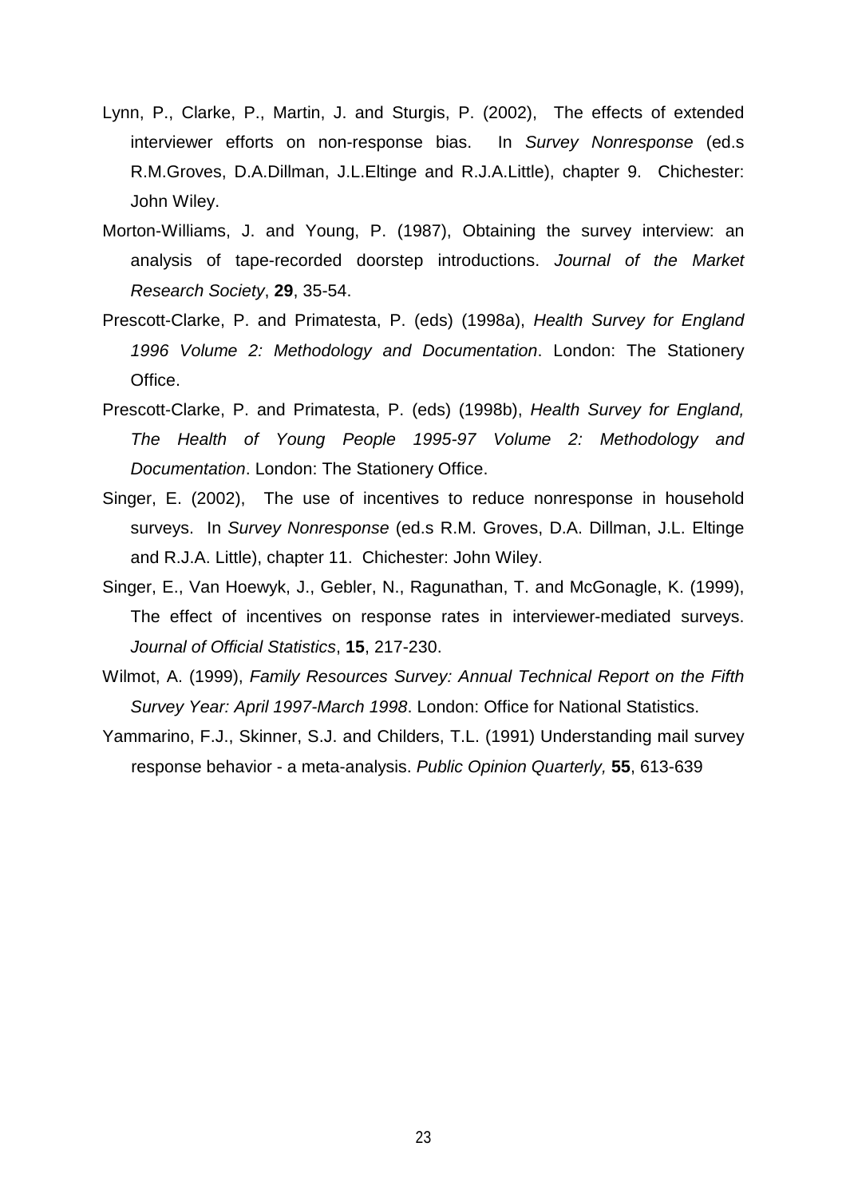Lynn, P., Clarke, P., Martin, J. and Sturgis, P. (2002), The effects of extended interviewer efforts on non-response bias. In *Survey Nonresponse* (ed.s R.M.Groves, D.A.Dillman, J.L.Eltinge and R.J.A.Little), chapter 9. Chichester: John Wiley.

Morton-Williams, J. and Young, P. (1987), Obtaining the survey interview: an analysis of tape-recorded doorstep introductions. *Journal of the Market Research Society*, **29**, 35-54.

Prescott-Clarke, P. and Primatesta, P. (eds) (1998a), *Health Survey for England 1996 Volume 2: Methodology and Documentation*. London: The Stationery Office.

Prescott-Clarke, P. and Primatesta, P. (eds) (1998b), *Health Survey for England, The Health of Young People 1995-97 Volume 2: Methodology and Documentation*. London: The Stationery Office.

Singer, E. (2002), The use of incentives to reduce nonresponse in household surveys. In *Survey Nonresponse* (ed.s R.M. Groves, D.A. Dillman, J.L. Eltinge and R.J.A. Little), chapter 11. Chichester: John Wiley.

Singer, E., Van Hoewyk, J., Gebler, N., Ragunathan, T. and McGonagle, K. (1999), The effect of incentives on response rates in interviewer-mediated surveys. *Journal of Official Statistics*, **15**, 217-230.

Wilmot, A. (1999), *Family Resources Survey: Annual Technical Report on the Fifth Survey Year: April 1997-March 1998*. London: Office for National Statistics.

Yammarino, F.J., Skinner, S.J. and Childers, T.L. (1991) Understanding mail survey response behavior - a meta-analysis. *Public Opinion Quarterly,* **55**, 613-639